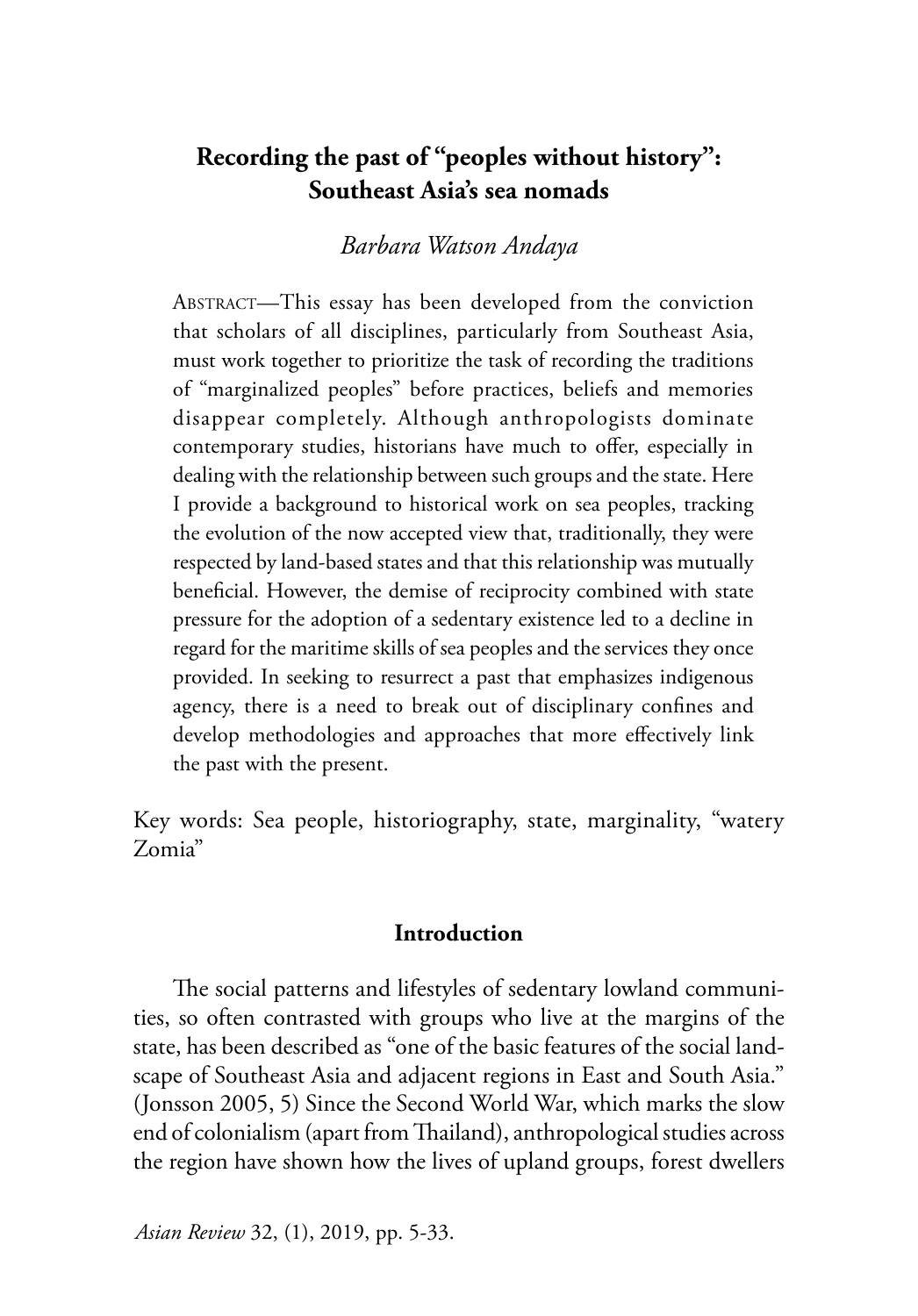# Recording the past of "peoples without history": Southeast Asia's sea nomads

*Barbara Watson Andaya*

ABSTRACT—This essay has been developed from the conviction that scholars of all disciplines, particularly from Southeast Asia, must work together to prioritize the task of recording the traditions of "marginalized peoples" before practices, beliefs and memories disappear completely. Although anthropologists dominate contemporary studies, historians have much to offer, especially in dealing with the relationship between such groups and the state. Here I provide a background to historical work on sea peoples, tracking the evolution of the now accepted view that, traditionally, they were respected by land-based states and that this relationship was mutually beneficial. However, the demise of reciprocity combined with state pressure for the adoption of a sedentary existence led to a decline in regard for the maritime skills of sea peoples and the services they once provided. In seeking to resurrect a past that emphasizes indigenous agency, there is a need to break out of disciplinary confines and develop methodologies and approaches that more effectively link the past with the present.

Key words: Sea people, historiography, state, marginality, "watery Zomia"

## Introduction

The social patterns and lifestyles of sedentary lowland communities, so often contrasted with groups who live at the margins of the state, has been described as "one of the basic features of the social landscape of Southeast Asia and adjacent regions in East and South Asia." (Jonsson 2005, 5) Since the Second World War, which marks the slow end of colonialism (apart from Thailand), anthropological studies across the region have shown how the lives of upland groups, forest dwellers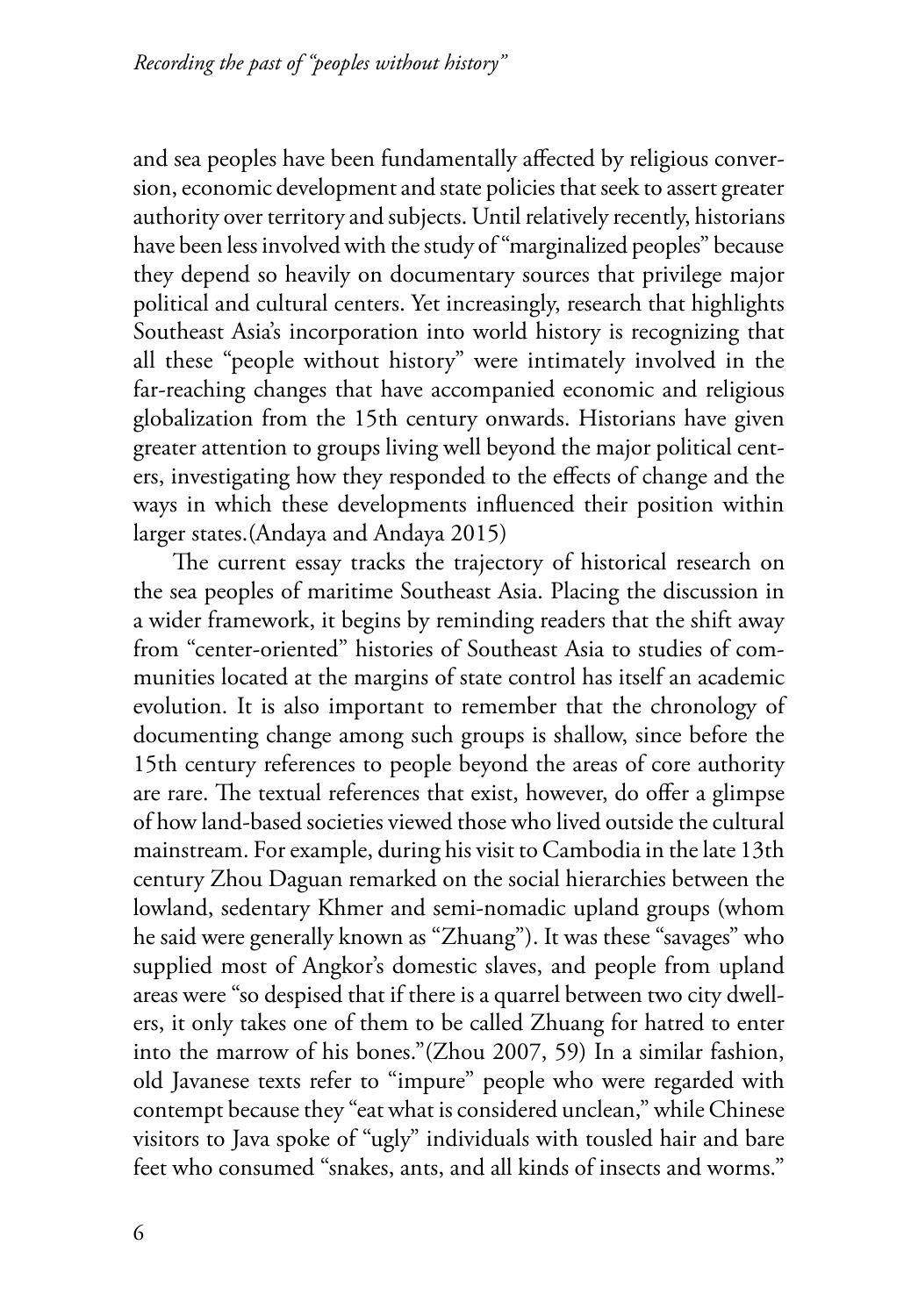and sea peoples have been fundamentally affected by religious conversion, economic development and state policies that seek to assert greater authority over territory and subjects. Until relatively recently, historians have been less involved with the study of "marginalized peoples" because they depend so heavily on documentary sources that privilege major political and cultural centers. Yet increasingly, research that highlights Southeast Asia's incorporation into world history is recognizing that all these "people without history" were intimately involved in the far-reaching changes that have accompanied economic and religious globalization from the 15th century onwards. Historians have given greater attention to groups living well beyond the major political centers, investigating how they responded to the effects of change and the ways in which these developments influenced their position within larger states.(Andaya and Andaya 2015)

The current essay tracks the trajectory of historical research on the sea peoples of maritime Southeast Asia. Placing the discussion in a wider framework, it begins by reminding readers that the shift away from "center-oriented" histories of Southeast Asia to studies of communities located at the margins of state control has itself an academic evolution. It is also important to remember that the chronology of documenting change among such groups is shallow, since before the 15th century references to people beyond the areas of core authority are rare. The textual references that exist, however, do offer a glimpse of how land-based societies viewed those who lived outside the cultural mainstream. For example, during his visit to Cambodia in the late 13th century Zhou Daguan remarked on the social hierarchies between the lowland, sedentary Khmer and semi-nomadic upland groups (whom he said were generally known as "Zhuang"). It was these "savages" who supplied most of Angkor's domestic slaves, and people from upland areas were "so despised that if there is a quarrel between two city dwellers, it only takes one of them to be called Zhuang for hatred to enter into the marrow of his bones."(Zhou 2007, 59) In a similar fashion, old Javanese texts refer to "impure" people who were regarded with contempt because they "eat what is considered unclean," while Chinese visitors to Java spoke of "ugly" individuals with tousled hair and bare feet who consumed "snakes, ants, and all kinds of insects and worms."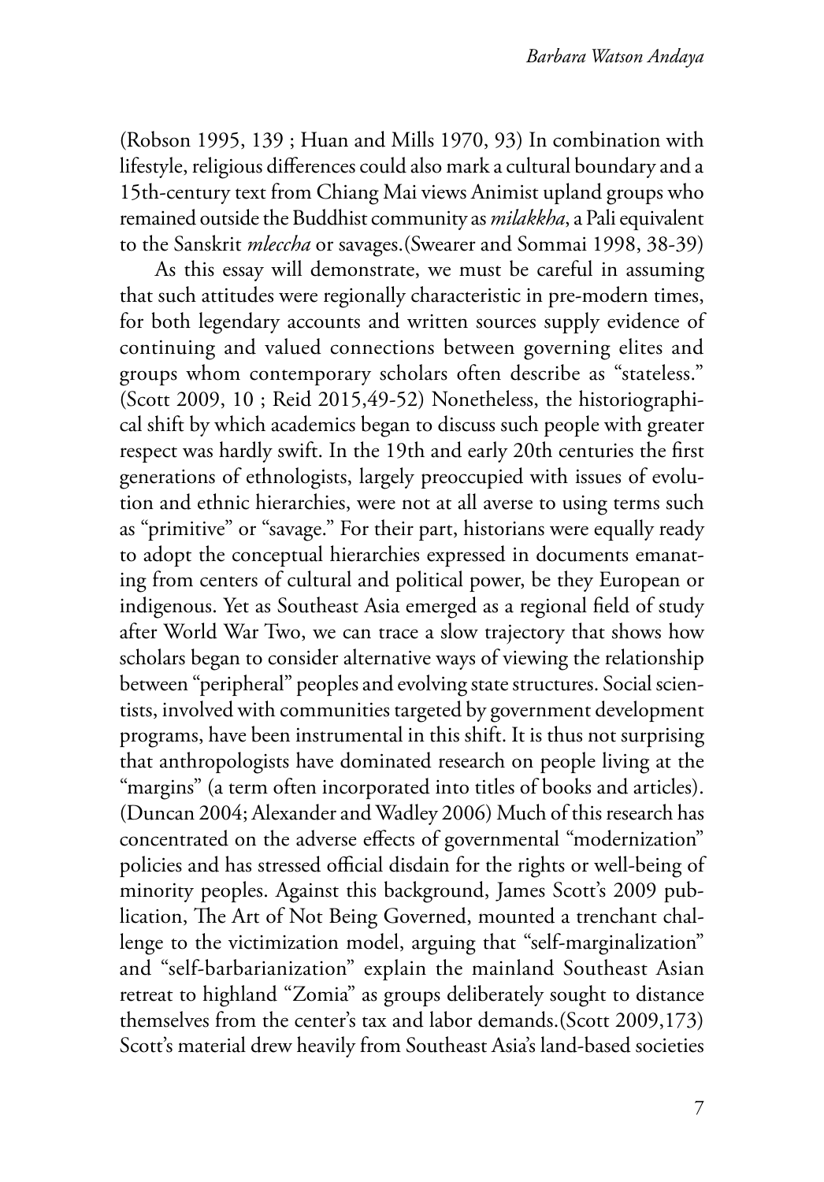(Robson 1995, 139 ; Huan and Mills 1970, 93) In combination with lifestyle, religious differences could also mark a cultural boundary and a 15th-century text from Chiang Mai views Animist upland groups who remained outside the Buddhist community as *milakkha*, a Pali equivalent to the Sanskrit *mleccha* or savages.(Swearer and Sommai 1998, 38-39)

As this essay will demonstrate, we must be careful in assuming that such attitudes were regionally characteristic in pre-modern times, for both legendary accounts and written sources supply evidence of continuing and valued connections between governing elites and groups whom contemporary scholars often describe as "stateless." (Scott 2009, 10 ; Reid 2015,49-52) Nonetheless, the historiographical shift by which academics began to discuss such people with greater respect was hardly swift. In the 19th and early 20th centuries the first generations of ethnologists, largely preoccupied with issues of evolution and ethnic hierarchies, were not at all averse to using terms such as "primitive" or "savage." For their part, historians were equally ready to adopt the conceptual hierarchies expressed in documents emanating from centers of cultural and political power, be they European or indigenous. Yet as Southeast Asia emerged as a regional field of study after World War Two, we can trace a slow trajectory that shows how scholars began to consider alternative ways of viewing the relationship between "peripheral" peoples and evolving state structures. Social scientists, involved with communities targeted by government development programs, have been instrumental in this shift. It is thus not surprising that anthropologists have dominated research on people living at the "margins" (a term often incorporated into titles of books and articles). (Duncan 2004; Alexander and Wadley 2006) Much of this research has concentrated on the adverse effects of governmental "modernization" policies and has stressed official disdain for the rights or well-being of minority peoples. Against this background, James Scott's 2009 publication, The Art of Not Being Governed, mounted a trenchant challenge to the victimization model, arguing that "self-marginalization" and "self-barbarianization" explain the mainland Southeast Asian retreat to highland "Zomia" as groups deliberately sought to distance themselves from the center's tax and labor demands.(Scott 2009,173) Scott's material drew heavily from Southeast Asia's land-based societies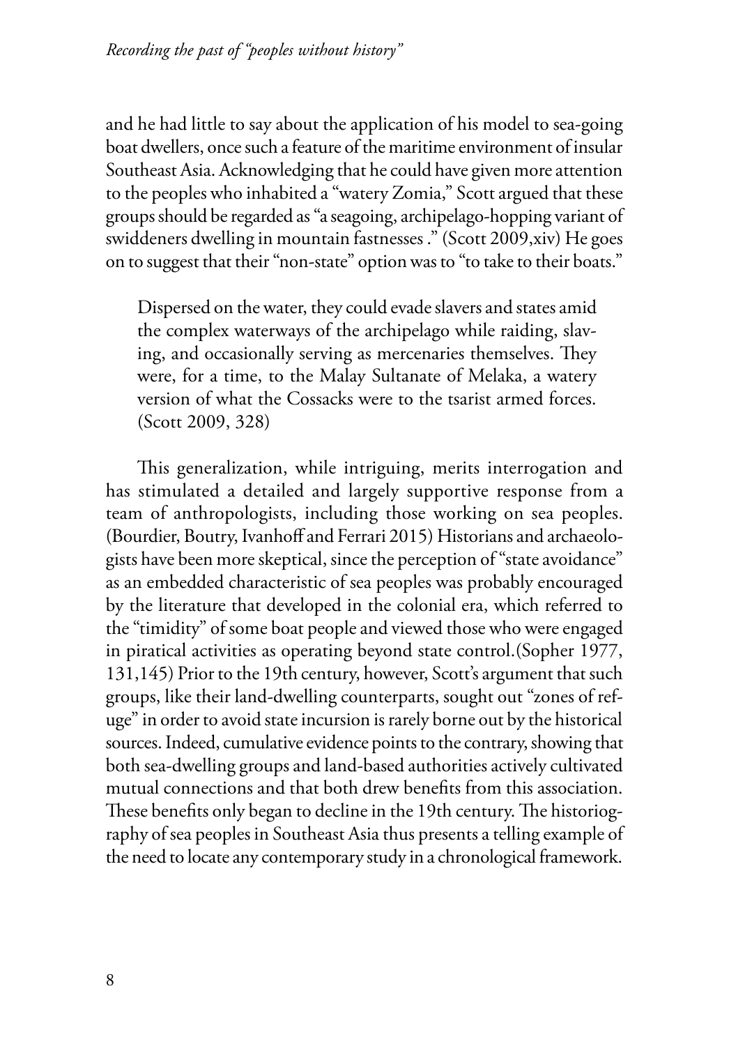and he had little to say about the application of his model to sea-going boat dwellers, once such a feature of the maritime environment of insular Southeast Asia. Acknowledging that he could have given more attention to the peoples who inhabited a "watery Zomia," Scott argued that these groups should be regarded as "a seagoing, archipelago-hopping variant of swiddeners dwelling in mountain fastnesses ." (Scott 2009,xiv) He goes on to suggest that their "non-state" option was to "to take to their boats."

> Dispersed on the water, they could evade slavers and states amid the complex waterways of the archipelago while raiding, slaving, and occasionally serving as mercenaries themselves. They were, for a time, to the Malay Sultanate of Melaka, a watery version of what the Cossacks were to the tsarist armed forces. (Scott 2009, 328)

This generalization, while intriguing, merits interrogation and has stimulated a detailed and largely supportive response from a team of anthropologists, including those working on sea peoples. (Bourdier, Boutry, Ivanhoff and Ferrari 2015) Historians and archaeologists have been more skeptical, since the perception of "state avoidance" as an embedded characteristic of sea peoples was probably encouraged by the literature that developed in the colonial era, which referred to the "timidity" of some boat people and viewed those who were engaged in piratical activities as operating beyond state control.(Sopher 1977, 131,145) Prior to the 19th century, however, Scott's argument that such groups, like their land-dwelling counterparts, sought out "zones of refuge" in order to avoid state incursion is rarely borne out by the historical sources. Indeed, cumulative evidence points to the contrary, showing that both sea-dwelling groups and land-based authorities actively cultivated mutual connections and that both drew benefits from this association. These benefits only began to decline in the 19th century. The historiography of sea peoples in Southeast Asia thus presents a telling example of the need to locate any contemporary study in a chronological framework.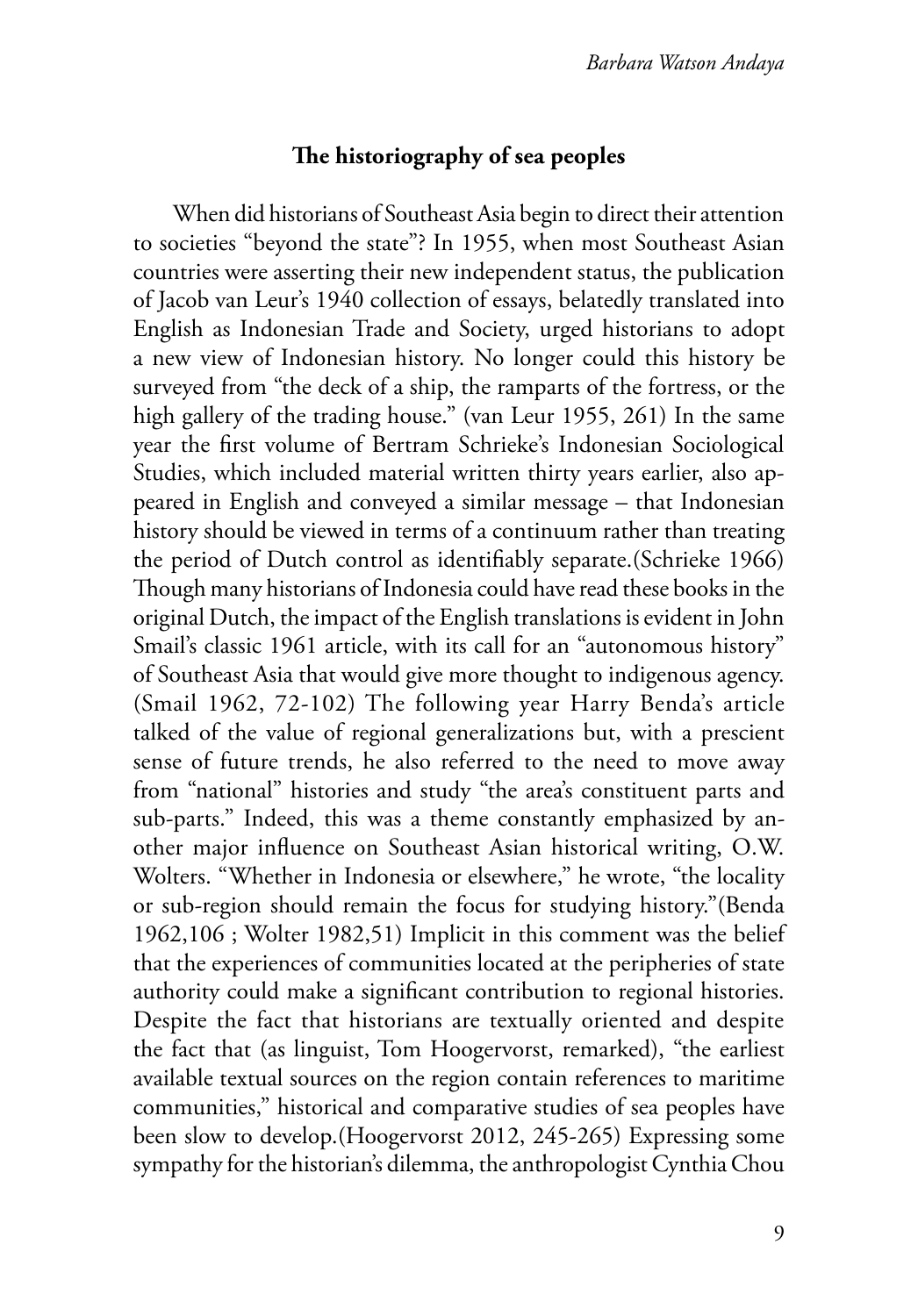## The historiography of sea peoples

When did historians of Southeast Asia begin to direct their attention to societies "beyond the state"? In 1955, when most Southeast Asian countries were asserting their new independent status, the publication of Jacob van Leur's 1940 collection of essays, belatedly translated into English as Indonesian Trade and Society, urged historians to adopt a new view of Indonesian history. No longer could this history be surveyed from "the deck of a ship, the ramparts of the fortress, or the high gallery of the trading house." (van Leur 1955, 261) In the same year the first volume of Bertram Schrieke's Indonesian Sociological Studies, which included material written thirty years earlier, also appeared in English and conveyed a similar message – that Indonesian history should be viewed in terms of a continuum rather than treating the period of Dutch control as identifiably separate.(Schrieke 1966) Though many historians of Indonesia could have read these books in the original Dutch, the impact of the English translations is evident in John Smail's classic 1961 article, with its call for an "autonomous history" of Southeast Asia that would give more thought to indigenous agency. (Smail 1962, 72-102) The following year Harry Benda's article talked of the value of regional generalizations but, with a prescient sense of future trends, he also referred to the need to move away from "national" histories and study "the area's constituent parts and sub-parts." Indeed, this was a theme constantly emphasized by another major influence on Southeast Asian historical writing, O.W. Wolters. "Whether in Indonesia or elsewhere," he wrote, "the locality or sub-region should remain the focus for studying history."(Benda 1962,106 ; Wolter 1982,51) Implicit in this comment was the belief that the experiences of communities located at the peripheries of state authority could make a significant contribution to regional histories. Despite the fact that historians are textually oriented and despite the fact that (as linguist, Tom Hoogervorst, remarked), "the earliest available textual sources on the region contain references to maritime communities," historical and comparative studies of sea peoples have been slow to develop.(Hoogervorst 2012, 245-265) Expressing some sympathy for the historian's dilemma, the anthropologist Cynthia Chou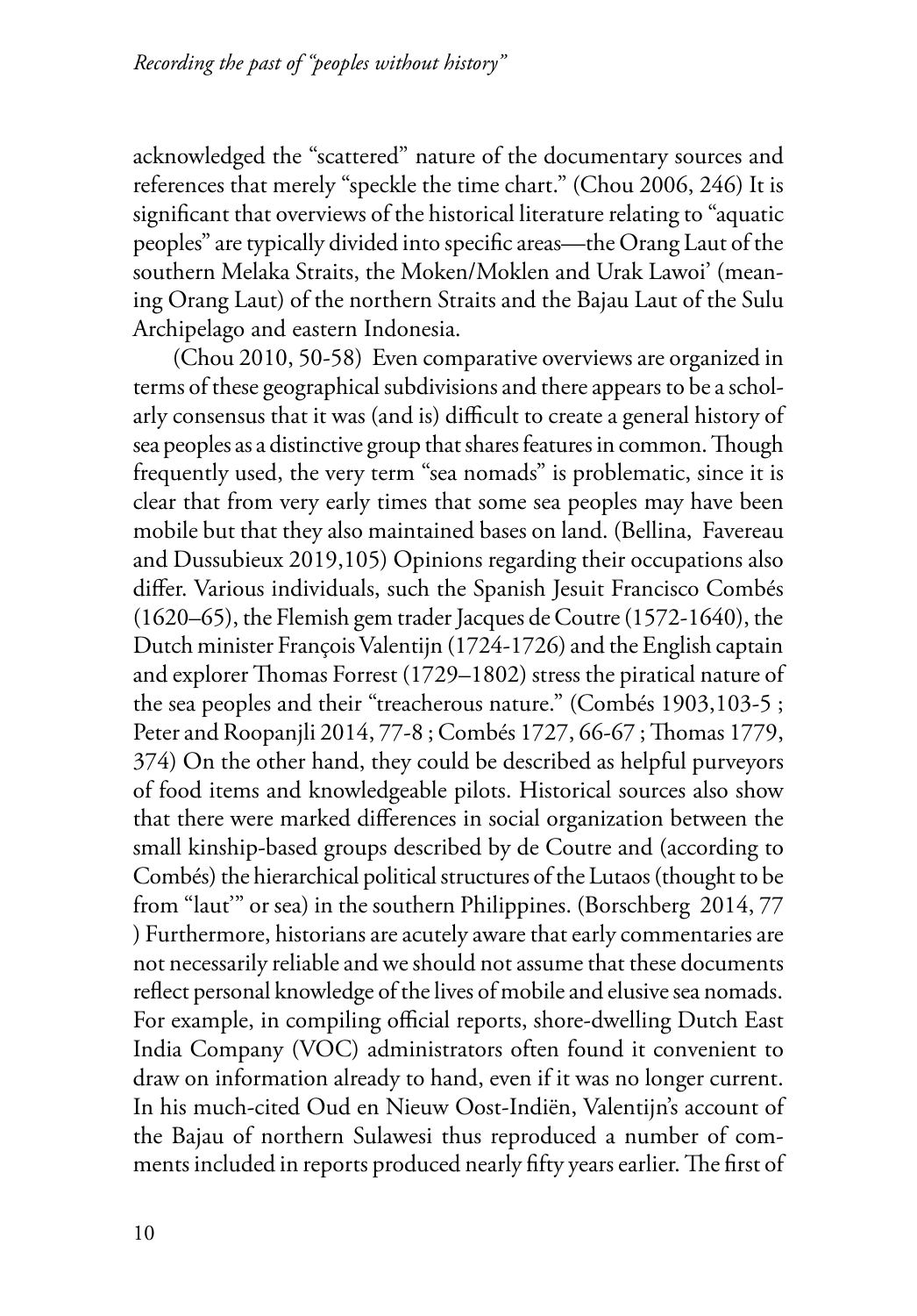acknowledged the "scattered" nature of the documentary sources and references that merely "speckle the time chart." (Chou 2006, 246) It is significant that overviews of the historical literature relating to "aquatic peoples" are typically divided into specific areas—the Orang Laut of the southern Melaka Straits, the Moken/Moklen and Urak Lawoi' (meaning Orang Laut) of the northern Straits and the Bajau Laut of the Sulu Archipelago and eastern Indonesia.

(Chou 2010, 50-58) Even comparative overviews are organized in terms of these geographical subdivisions and there appears to be a scholarly consensus that it was (and is) difficult to create a general history of sea peoples as a distinctive group that shares features in common. Though frequently used, the very term "sea nomads" is problematic, since it is clear that from very early times that some sea peoples may have been mobile but that they also maintained bases on land. (Bellina, Favereau and Dussubieux 2019,105) Opinions regarding their occupations also differ. Various individuals, such the Spanish Jesuit Francisco Combés (1620–65), the Flemish gem trader Jacques de Coutre (1572-1640), the Dutch minister François Valentijn (1724-1726) and the English captain and explorer Thomas Forrest (1729–1802) stress the piratical nature of the sea peoples and their "treacherous nature." (Combés 1903,103-5 ; Peter and Roopanjli 2014, 77-8 ; Combés 1727, 66-67 ; Thomas 1779, 374) On the other hand, they could be described as helpful purveyors of food items and knowledgeable pilots. Historical sources also show that there were marked differences in social organization between the small kinship-based groups described by de Coutre and (according to Combés) the hierarchical political structures of the Lutaos (thought to be from "laut'" or sea) in the southern Philippines. (Borschberg 2014, 77 ) Furthermore, historians are acutely aware that early commentaries are not necessarily reliable and we should not assume that these documents reflect personal knowledge of the lives of mobile and elusive sea nomads. For example, in compiling official reports, shore-dwelling Dutch East India Company (VOC) administrators often found it convenient to draw on information already to hand, even if it was no longer current. In his much-cited Oud en Nieuw Oost-Indiën, Valentijn's account of the Bajau of northern Sulawesi thus reproduced a number of comments included in reports produced nearly fifty years earlier. The first of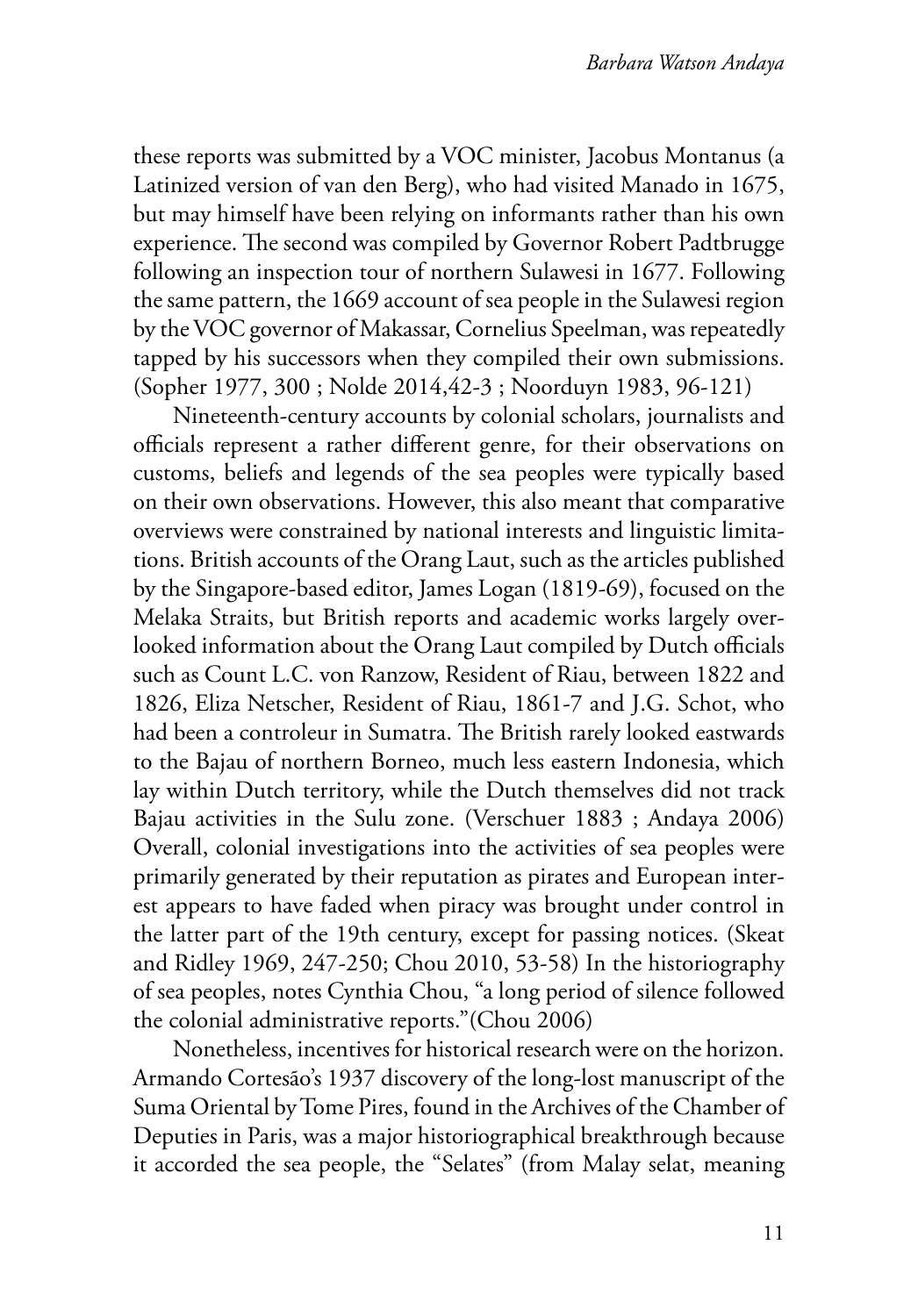these reports was submitted by a VOC minister, Jacobus Montanus (a Latinized version of van den Berg), who had visited Manado in 1675, but may himself have been relying on informants rather than his own experience. The second was compiled by Governor Robert Padtbrugge following an inspection tour of northern Sulawesi in 1677. Following the same pattern, the 1669 account of sea people in the Sulawesi region by the VOC governor of Makassar, Cornelius Speelman, was repeatedly tapped by his successors when they compiled their own submissions. (Sopher 1977, 300 ; Nolde 2014,42-3 ; Noorduyn 1983, 96-121)

Nineteenth-century accounts by colonial scholars, journalists and officials represent a rather different genre, for their observations on customs, beliefs and legends of the sea peoples were typically based on their own observations. However, this also meant that comparative overviews were constrained by national interests and linguistic limitations. British accounts of the Orang Laut, such as the articles published by the Singapore-based editor, James Logan (1819-69), focused on the Melaka Straits, but British reports and academic works largely overlooked information about the Orang Laut compiled by Dutch officials such as Count L.C. von Ranzow, Resident of Riau, between 1822 and 1826, Eliza Netscher, Resident of Riau, 1861-7 and J.G. Schot, who had been a controleur in Sumatra. The British rarely looked eastwards to the Bajau of northern Borneo, much less eastern Indonesia, which lay within Dutch territory, while the Dutch themselves did not track Bajau activities in the Sulu zone. (Verschuer 1883 ; Andaya 2006) Overall, colonial investigations into the activities of sea peoples were primarily generated by their reputation as pirates and European interest appears to have faded when piracy was brought under control in the latter part of the 19th century, except for passing notices. (Skeat and Ridley 1969, 247-250; Chou 2010, 53-58) In the historiography of sea peoples, notes Cynthia Chou, "a long period of silence followed the colonial administrative reports."(Chou 2006)

Nonetheless, incentives for historical research were on the horizon. Armando Cortesão's 1937 discovery of the long-lost manuscript of the Suma Oriental by Tome Pires, found in the Archives of the Chamber of Deputies in Paris, was a major historiographical breakthrough because it accorded the sea people, the "Selates" (from Malay selat, meaning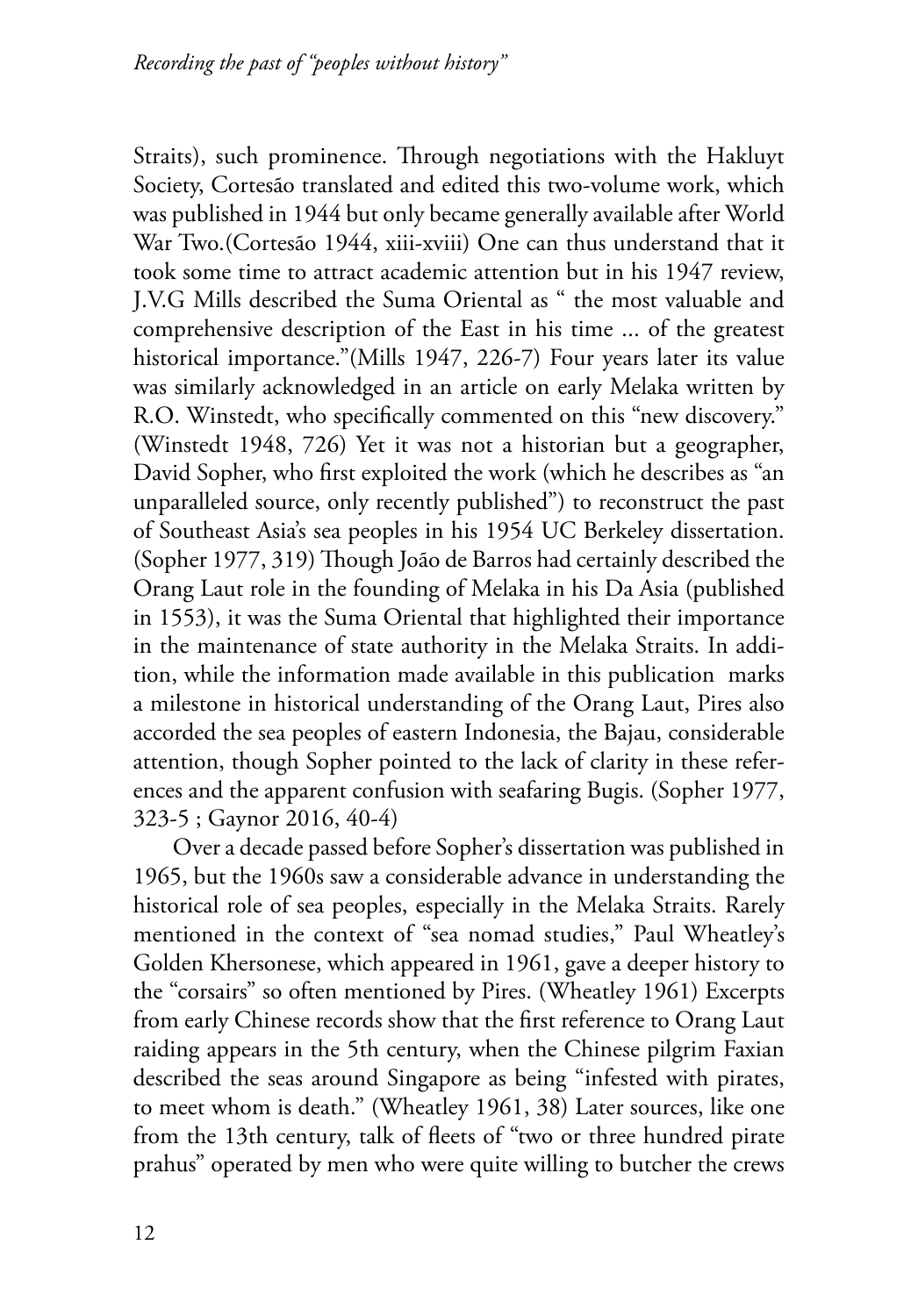Straits), such prominence. Through negotiations with the Hakluyt Society, Cortesão translated and edited this two-volume work, which was published in 1944 but only became generally available after World War Two.(Cortesão 1944, xiii-xviii) One can thus understand that it took some time to attract academic attention but in his 1947 review, J.V.G Mills described the Suma Oriental as " the most valuable and comprehensive description of the East in his time ... of the greatest historical importance."(Mills 1947, 226-7) Four years later its value was similarly acknowledged in an article on early Melaka written by R.O. Winstedt, who specifically commented on this "new discovery." (Winstedt 1948, 726) Yet it was not a historian but a geographer, David Sopher, who first exploited the work (which he describes as "an unparalleled source, only recently published") to reconstruct the past of Southeast Asia's sea peoples in his 1954 UC Berkeley dissertation. (Sopher 1977, 319) Though João de Barros had certainly described the Orang Laut role in the founding of Melaka in his Da Asia (published in 1553), it was the Suma Oriental that highlighted their importance in the maintenance of state authority in the Melaka Straits. In addition, while the information made available in this publication marks a milestone in historical understanding of the Orang Laut, Pires also accorded the sea peoples of eastern Indonesia, the Bajau, considerable attention, though Sopher pointed to the lack of clarity in these references and the apparent confusion with seafaring Bugis. (Sopher 1977, 323-5 ; Gaynor 2016, 40-4)

Over a decade passed before Sopher's dissertation was published in 1965, but the 1960s saw a considerable advance in understanding the historical role of sea peoples, especially in the Melaka Straits. Rarely mentioned in the context of "sea nomad studies," Paul Wheatley's Golden Khersonese, which appeared in 1961, gave a deeper history to the "corsairs" so often mentioned by Pires. (Wheatley 1961) Excerpts from early Chinese records show that the first reference to Orang Laut raiding appears in the 5th century, when the Chinese pilgrim Faxian described the seas around Singapore as being "infested with pirates, to meet whom is death." (Wheatley 1961, 38) Later sources, like one from the 13th century, talk of fleets of "two or three hundred pirate prahus" operated by men who were quite willing to butcher the crews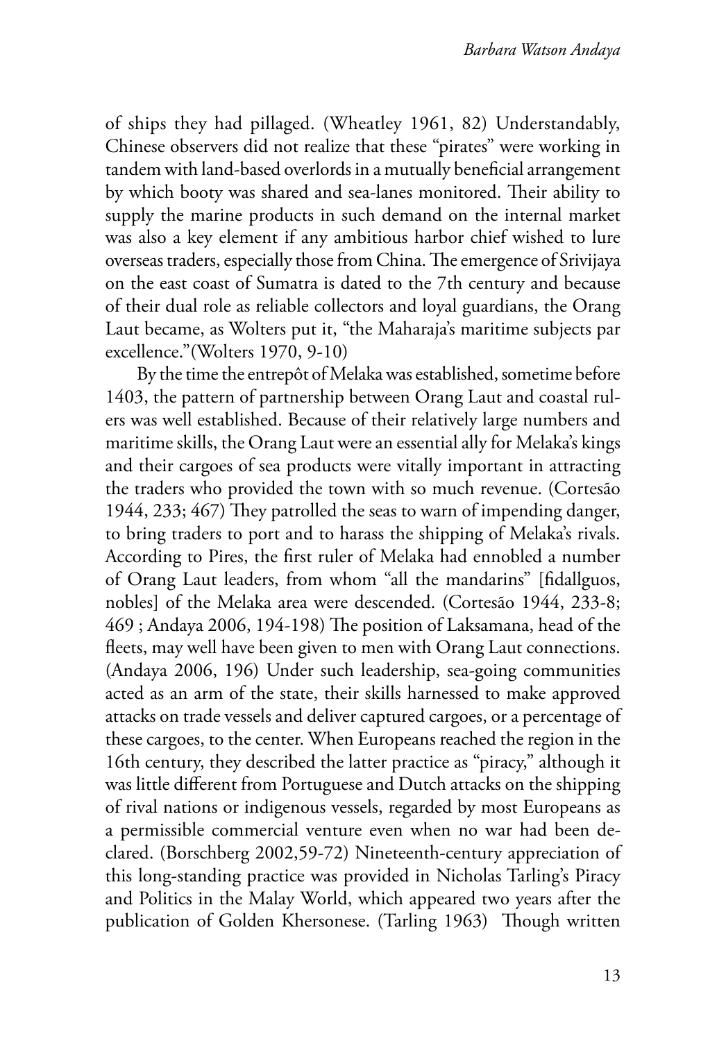of ships they had pillaged. (Wheatley 1961, 82) Understandably, Chinese observers did not realize that these "pirates" were working in tandem with land-based overlords in a mutually beneficial arrangement by which booty was shared and sea-lanes monitored. Their ability to supply the marine products in such demand on the internal market was also a key element if any ambitious harbor chief wished to lure overseas traders, especially those from China. The emergence of Srivijaya on the east coast of Sumatra is dated to the 7th century and because of their dual role as reliable collectors and loyal guardians, the Orang Laut became, as Wolters put it, "the Maharaja's maritime subjects par excellence."(Wolters 1970, 9-10)

By the time the entrepôt of Melaka was established, sometime before 1403, the pattern of partnership between Orang Laut and coastal rulers was well established. Because of their relatively large numbers and maritime skills, the Orang Laut were an essential ally for Melaka's kings and their cargoes of sea products were vitally important in attracting the traders who provided the town with so much revenue. (Cortesão 1944, 233; 467) They patrolled the seas to warn of impending danger, to bring traders to port and to harass the shipping of Melaka's rivals. According to Pires, the first ruler of Melaka had ennobled a number of Orang Laut leaders, from whom "all the mandarins" [fidallguos, nobles] of the Melaka area were descended. (Cortesão 1944, 233-8; 469 ; Andaya 2006, 194-198) The position of Laksamana, head of the fleets, may well have been given to men with Orang Laut connections. (Andaya 2006, 196) Under such leadership, sea-going communities acted as an arm of the state, their skills harnessed to make approved attacks on trade vessels and deliver captured cargoes, or a percentage of these cargoes, to the center. When Europeans reached the region in the 16th century, they described the latter practice as "piracy," although it was little different from Portuguese and Dutch attacks on the shipping of rival nations or indigenous vessels, regarded by most Europeans as a permissible commercial venture even when no war had been declared. (Borschberg 2002,59-72) Nineteenth-century appreciation of this long-standing practice was provided in Nicholas Tarling's Piracy and Politics in the Malay World, which appeared two years after the publication of Golden Khersonese. (Tarling 1963) Though written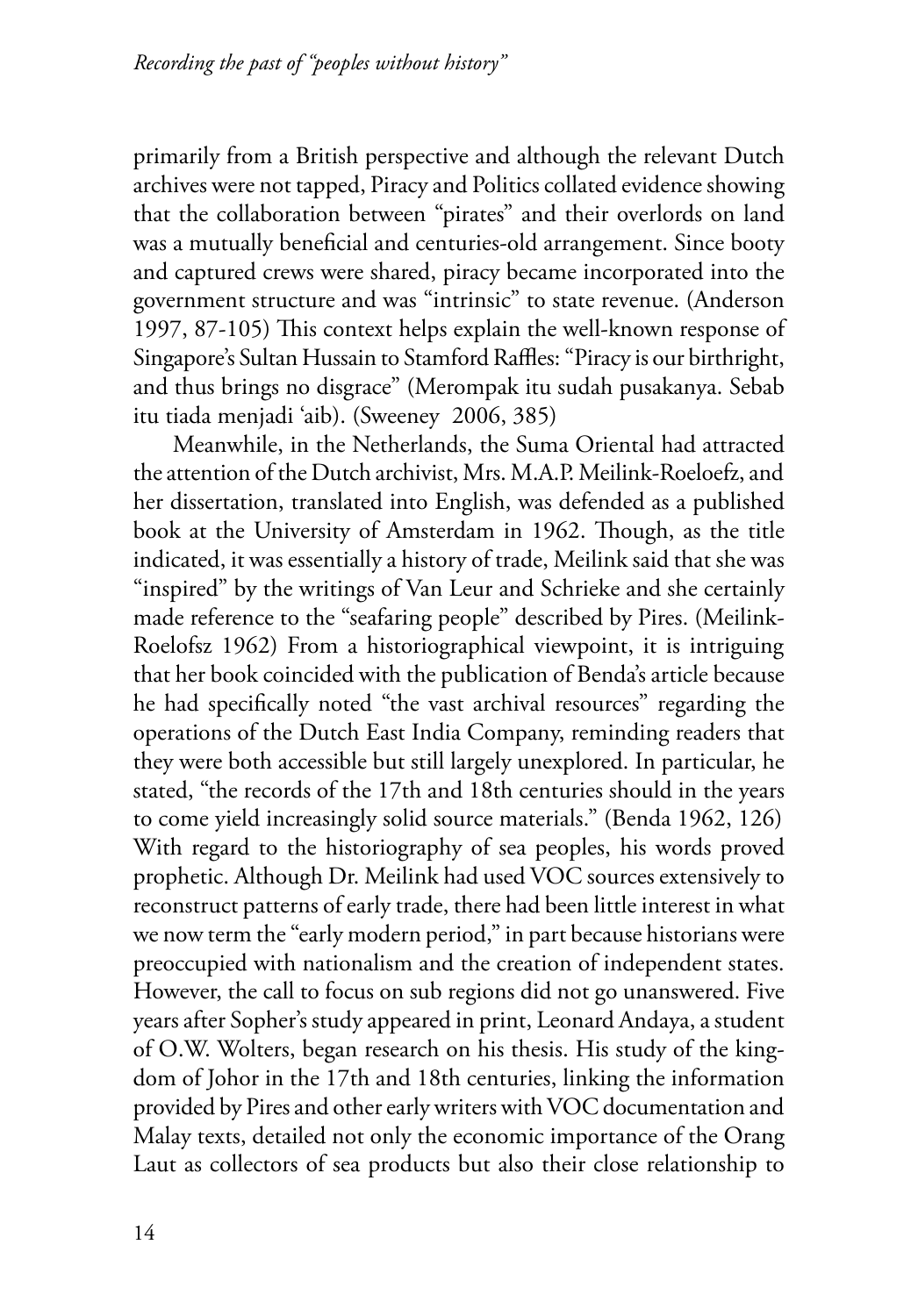primarily from a British perspective and although the relevant Dutch archives were not tapped, Piracy and Politics collated evidence showing that the collaboration between "pirates" and their overlords on land was a mutually beneficial and centuries-old arrangement. Since booty and captured crews were shared, piracy became incorporated into the government structure and was "intrinsic" to state revenue. (Anderson 1997, 87-105) This context helps explain the well-known response of Singapore's Sultan Hussain to Stamford Raffles: "Piracy is our birthright, and thus brings no disgrace" (Merompak itu sudah pusakanya. Sebab itu tiada menjadi 'aib). (Sweeney 2006, 385)

Meanwhile, in the Netherlands, the Suma Oriental had attracted the attention of the Dutch archivist, Mrs. M.A.P. Meilink-Roeloefz, and her dissertation, translated into English, was defended as a published book at the University of Amsterdam in 1962. Though, as the title indicated, it was essentially a history of trade, Meilink said that she was "inspired" by the writings of Van Leur and Schrieke and she certainly made reference to the "seafaring people" described by Pires. (Meilink-Roelofsz 1962) From a historiographical viewpoint, it is intriguing that her book coincided with the publication of Benda's article because he had specifically noted "the vast archival resources" regarding the operations of the Dutch East India Company, reminding readers that they were both accessible but still largely unexplored. In particular, he stated, "the records of the 17th and 18th centuries should in the years to come yield increasingly solid source materials." (Benda 1962, 126) With regard to the historiography of sea peoples, his words proved prophetic. Although Dr. Meilink had used VOC sources extensively to reconstruct patterns of early trade, there had been little interest in what we now term the "early modern period," in part because historians were preoccupied with nationalism and the creation of independent states. However, the call to focus on sub regions did not go unanswered. Five years after Sopher's study appeared in print, Leonard Andaya, a student of O.W. Wolters, began research on his thesis. His study of the kingdom of Johor in the 17th and 18th centuries, linking the information provided by Pires and other early writers with VOC documentation and Malay texts, detailed not only the economic importance of the Orang Laut as collectors of sea products but also their close relationship to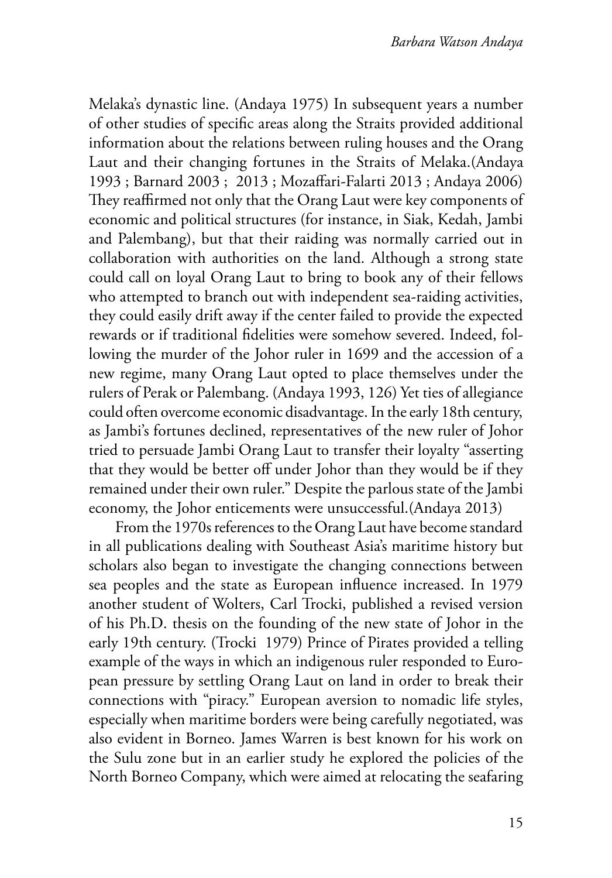Melaka's dynastic line. (Andaya 1975) In subsequent years a number of other studies of specific areas along the Straits provided additional information about the relations between ruling houses and the Orang Laut and their changing fortunes in the Straits of Melaka.(Andaya 1993 ; Barnard 2003 ; 2013 ; Mozaffari-Falarti 2013 ; Andaya 2006) They reaffirmed not only that the Orang Laut were key components of economic and political structures (for instance, in Siak, Kedah, Jambi and Palembang), but that their raiding was normally carried out in collaboration with authorities on the land. Although a strong state could call on loyal Orang Laut to bring to book any of their fellows who attempted to branch out with independent sea-raiding activities, they could easily drift away if the center failed to provide the expected rewards or if traditional fidelities were somehow severed. Indeed, following the murder of the Johor ruler in 1699 and the accession of a new regime, many Orang Laut opted to place themselves under the rulers of Perak or Palembang. (Andaya 1993, 126) Yet ties of allegiance could often overcome economic disadvantage. In the early 18th century, as Jambi's fortunes declined, representatives of the new ruler of Johor tried to persuade Jambi Orang Laut to transfer their loyalty "asserting that they would be better off under Johor than they would be if they remained under their own ruler." Despite the parlous state of the Jambi economy, the Johor enticements were unsuccessful.(Andaya 2013)

From the 1970s references to the Orang Laut have become standard in all publications dealing with Southeast Asia's maritime history but scholars also began to investigate the changing connections between sea peoples and the state as European influence increased. In 1979 another student of Wolters, Carl Trocki, published a revised version of his Ph.D. thesis on the founding of the new state of Johor in the early 19th century. (Trocki 1979) Prince of Pirates provided a telling example of the ways in which an indigenous ruler responded to European pressure by settling Orang Laut on land in order to break their connections with "piracy." European aversion to nomadic life styles, especially when maritime borders were being carefully negotiated, was also evident in Borneo. James Warren is best known for his work on the Sulu zone but in an earlier study he explored the policies of the North Borneo Company, which were aimed at relocating the seafaring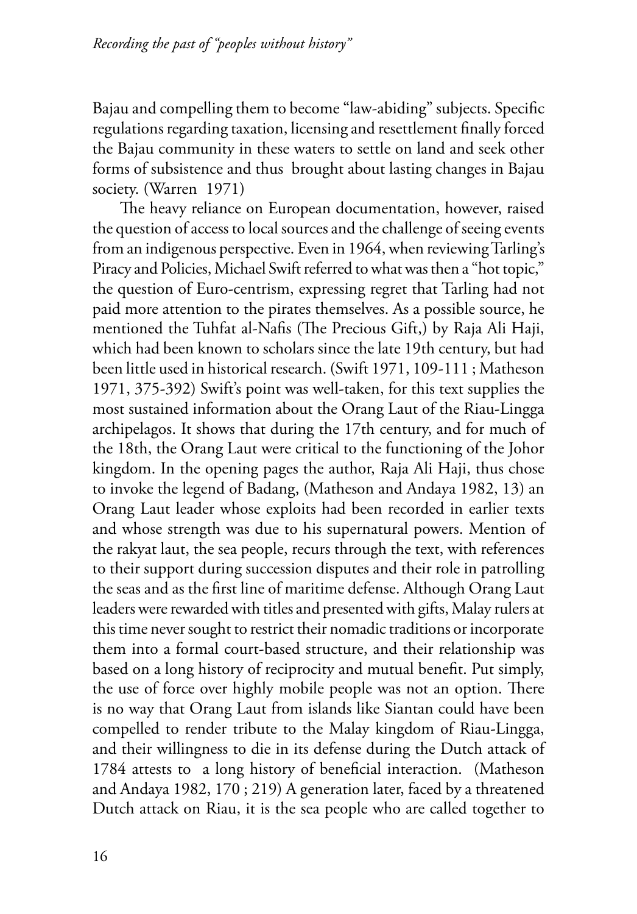Bajau and compelling them to become "law-abiding" subjects. Specific regulations regarding taxation, licensing and resettlement finally forced the Bajau community in these waters to settle on land and seek other forms of subsistence and thus brought about lasting changes in Bajau society. (Warren 1971)

The heavy reliance on European documentation, however, raised the question of access to local sources and the challenge of seeing events from an indigenous perspective. Even in 1964, when reviewing Tarling's Piracy and Policies, Michael Swift referred to what was then a "hot topic," the question of Euro-centrism, expressing regret that Tarling had not paid more attention to the pirates themselves. As a possible source, he mentioned the Tuhfat al-Nafis (The Precious Gift,) by Raja Ali Haji, which had been known to scholars since the late 19th century, but had been little used in historical research. (Swift 1971, 109-111 ; Matheson 1971, 375-392) Swift's point was well-taken, for this text supplies the most sustained information about the Orang Laut of the Riau-Lingga archipelagos. It shows that during the 17th century, and for much of the 18th, the Orang Laut were critical to the functioning of the Johor kingdom. In the opening pages the author, Raja Ali Haji, thus chose to invoke the legend of Badang, (Matheson and Andaya 1982, 13) an Orang Laut leader whose exploits had been recorded in earlier texts and whose strength was due to his supernatural powers. Mention of the rakyat laut, the sea people, recurs through the text, with references to their support during succession disputes and their role in patrolling the seas and as the first line of maritime defense. Although Orang Laut leaders were rewarded with titles and presented with gifts, Malay rulers at this time never sought to restrict their nomadic traditions or incorporate them into a formal court-based structure, and their relationship was based on a long history of reciprocity and mutual benefit. Put simply, the use of force over highly mobile people was not an option. There is no way that Orang Laut from islands like Siantan could have been compelled to render tribute to the Malay kingdom of Riau-Lingga, and their willingness to die in its defense during the Dutch attack of 1784 attests to a long history of beneficial interaction. (Matheson and Andaya 1982, 170 ; 219) A generation later, faced by a threatened Dutch attack on Riau, it is the sea people who are called together to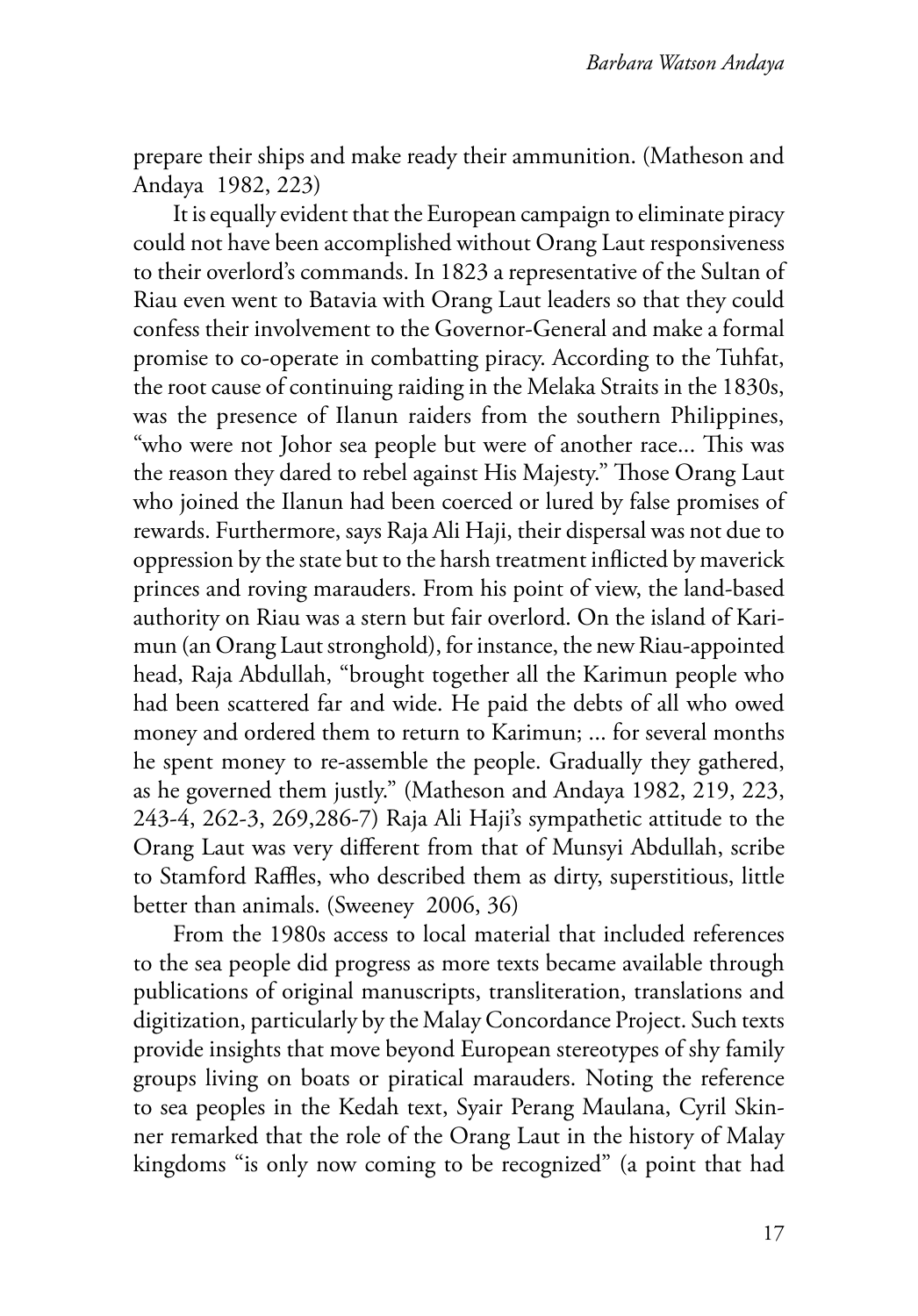prepare their ships and make ready their ammunition. (Matheson and Andaya 1982, 223)

It is equally evident that the European campaign to eliminate piracy could not have been accomplished without Orang Laut responsiveness to their overlord's commands. In 1823 a representative of the Sultan of Riau even went to Batavia with Orang Laut leaders so that they could confess their involvement to the Governor-General and make a formal promise to co-operate in combatting piracy. According to the Tuhfat, the root cause of continuing raiding in the Melaka Straits in the 1830s, was the presence of Ilanun raiders from the southern Philippines, "who were not Johor sea people but were of another race... This was the reason they dared to rebel against His Majesty." Those Orang Laut who joined the Ilanun had been coerced or lured by false promises of rewards. Furthermore, says Raja Ali Haji, their dispersal was not due to oppression by the state but to the harsh treatment inflicted by maverick princes and roving marauders. From his point of view, the land-based authority on Riau was a stern but fair overlord. On the island of Karimun (an Orang Laut stronghold), for instance, the new Riau-appointed head, Raja Abdullah, "brought together all the Karimun people who had been scattered far and wide. He paid the debts of all who owed money and ordered them to return to Karimun; ... for several months he spent money to re-assemble the people. Gradually they gathered, as he governed them justly." (Matheson and Andaya 1982, 219, 223, 243-4, 262-3, 269,286-7) Raja Ali Haji's sympathetic attitude to the Orang Laut was very different from that of Munsyi Abdullah, scribe to Stamford Raffles, who described them as dirty, superstitious, little better than animals. (Sweeney 2006, 36)

From the 1980s access to local material that included references to the sea people did progress as more texts became available through publications of original manuscripts, transliteration, translations and digitization, particularly by the Malay Concordance Project. Such texts provide insights that move beyond European stereotypes of shy family groups living on boats or piratical marauders. Noting the reference to sea peoples in the Kedah text, Syair Perang Maulana, Cyril Skinner remarked that the role of the Orang Laut in the history of Malay kingdoms "is only now coming to be recognized" (a point that had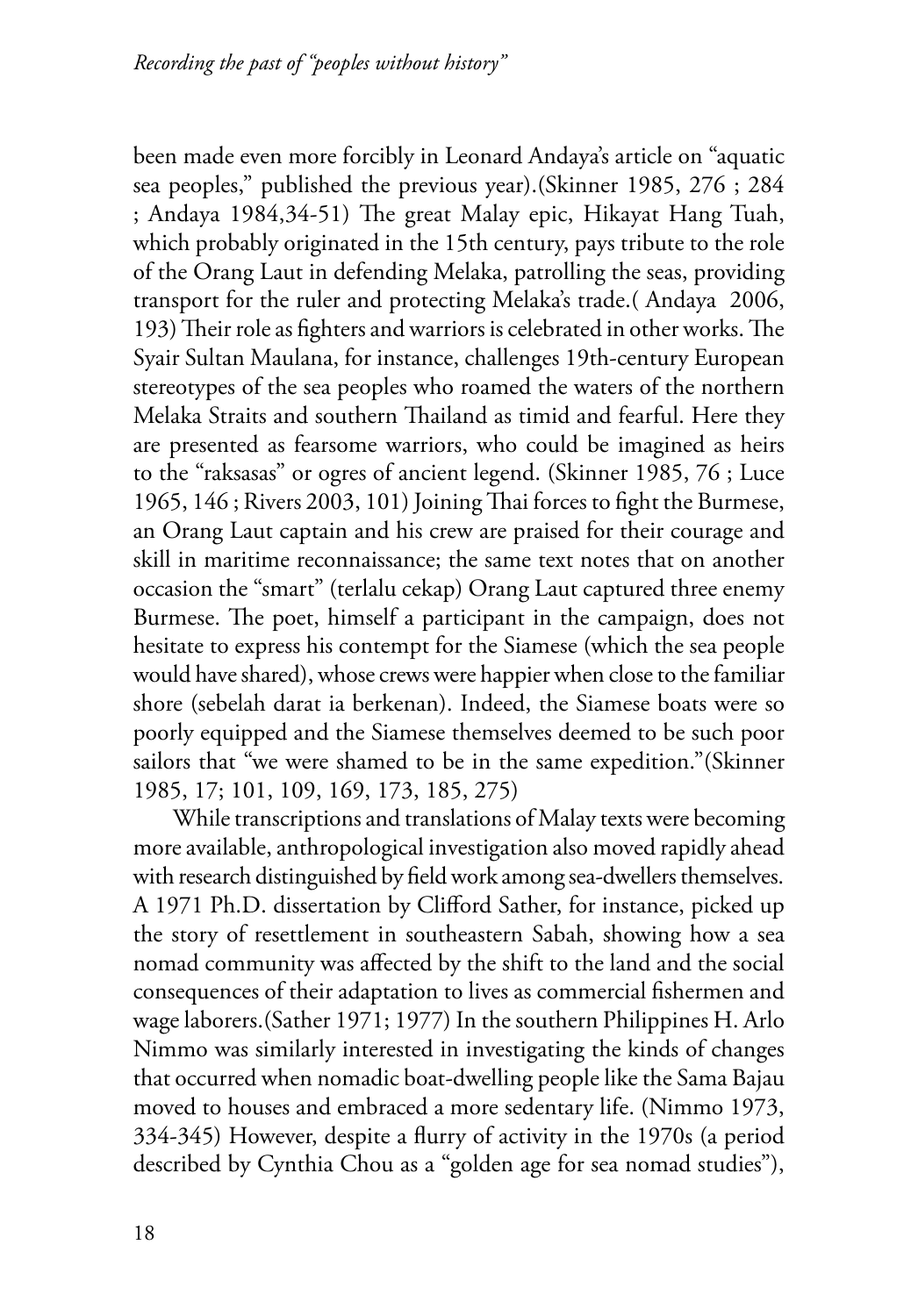been made even more forcibly in Leonard Andaya's article on "aquatic sea peoples," published the previous year).(Skinner 1985, 276 ; 284 ; Andaya 1984,34-51) The great Malay epic, Hikayat Hang Tuah, which probably originated in the 15th century, pays tribute to the role of the Orang Laut in defending Melaka, patrolling the seas, providing transport for the ruler and protecting Melaka's trade.( Andaya 2006, 193) Their role as fighters and warriors is celebrated in other works. The Syair Sultan Maulana, for instance, challenges 19th-century European stereotypes of the sea peoples who roamed the waters of the northern Melaka Straits and southern Thailand as timid and fearful. Here they are presented as fearsome warriors, who could be imagined as heirs to the "raksasas" or ogres of ancient legend. (Skinner 1985, 76 ; Luce 1965, 146 ; Rivers 2003, 101) Joining Thai forces to fight the Burmese, an Orang Laut captain and his crew are praised for their courage and skill in maritime reconnaissance; the same text notes that on another occasion the "smart" (terlalu cekap) Orang Laut captured three enemy Burmese. The poet, himself a participant in the campaign, does not hesitate to express his contempt for the Siamese (which the sea people would have shared), whose crews were happier when close to the familiar shore (sebelah darat ia berkenan). Indeed, the Siamese boats were so poorly equipped and the Siamese themselves deemed to be such poor sailors that "we were shamed to be in the same expedition."(Skinner 1985, 17; 101, 109, 169, 173, 185, 275)

While transcriptions and translations of Malay texts were becoming more available, anthropological investigation also moved rapidly ahead with research distinguished by field work among sea-dwellers themselves. A 1971 Ph.D. dissertation by Clifford Sather, for instance, picked up the story of resettlement in southeastern Sabah, showing how a sea nomad community was affected by the shift to the land and the social consequences of their adaptation to lives as commercial fishermen and wage laborers.(Sather 1971; 1977) In the southern Philippines H. Arlo Nimmo was similarly interested in investigating the kinds of changes that occurred when nomadic boat-dwelling people like the Sama Bajau moved to houses and embraced a more sedentary life. (Nimmo 1973, 334-345) However, despite a flurry of activity in the 1970s (a period described by Cynthia Chou as a "golden age for sea nomad studies"),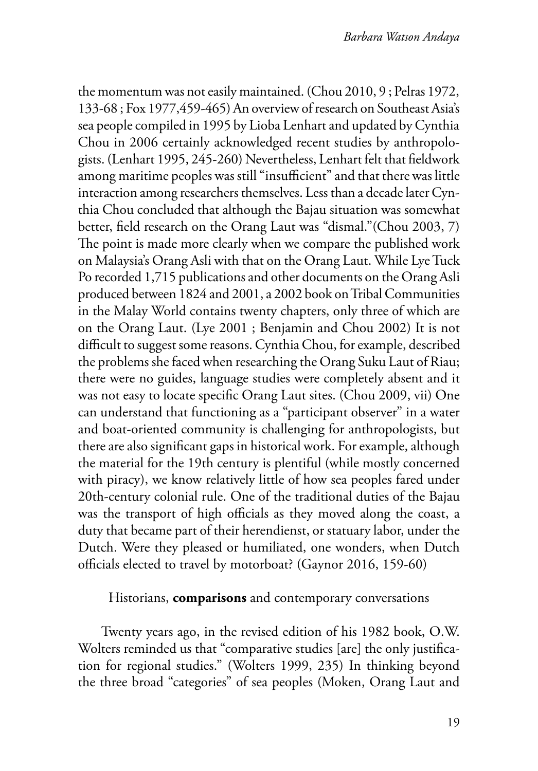the momentum was not easily maintained. (Chou 2010, 9 ; Pelras 1972, 133-68 ; Fox 1977,459-465) An overview of research on Southeast Asia's sea people compiled in 1995 by Lioba Lenhart and updated by Cynthia Chou in 2006 certainly acknowledged recent studies by anthropologists. (Lenhart 1995, 245-260) Nevertheless, Lenhart felt that fieldwork among maritime peoples was still "insufficient" and that there was little interaction among researchers themselves. Less than a decade later Cynthia Chou concluded that although the Bajau situation was somewhat better, field research on the Orang Laut was "dismal."(Chou 2003, 7) The point is made more clearly when we compare the published work on Malaysia's Orang Asli with that on the Orang Laut. While Lye Tuck Po recorded 1,715 publications and other documents on the Orang Asli produced between 1824 and 2001, a 2002 book on Tribal Communities in the Malay World contains twenty chapters, only three of which are on the Orang Laut. (Lye 2001 ; Benjamin and Chou 2002) It is not difficult to suggest some reasons. Cynthia Chou, for example, described the problems she faced when researching the Orang Suku Laut of Riau; there were no guides, language studies were completely absent and it was not easy to locate specific Orang Laut sites. (Chou 2009, vii) One can understand that functioning as a "participant observer" in a water and boat-oriented community is challenging for anthropologists, but there are also significant gaps in historical work. For example, although the material for the 19th century is plentiful (while mostly concerned with piracy), we know relatively little of how sea peoples fared under 20th-century colonial rule. One of the traditional duties of the Bajau was the transport of high officials as they moved along the coast, a duty that became part of their herendienst, or statuary labor, under the Dutch. Were they pleased or humiliated, one wonders, when Dutch officials elected to travel by motorboat? (Gaynor 2016, 159-60)

## Historians, **comparisons** and contemporary conversations

Twenty years ago, in the revised edition of his 1982 book, O.W. Wolters reminded us that "comparative studies [are] the only justification for regional studies." (Wolters 1999, 235) In thinking beyond the three broad "categories" of sea peoples (Moken, Orang Laut and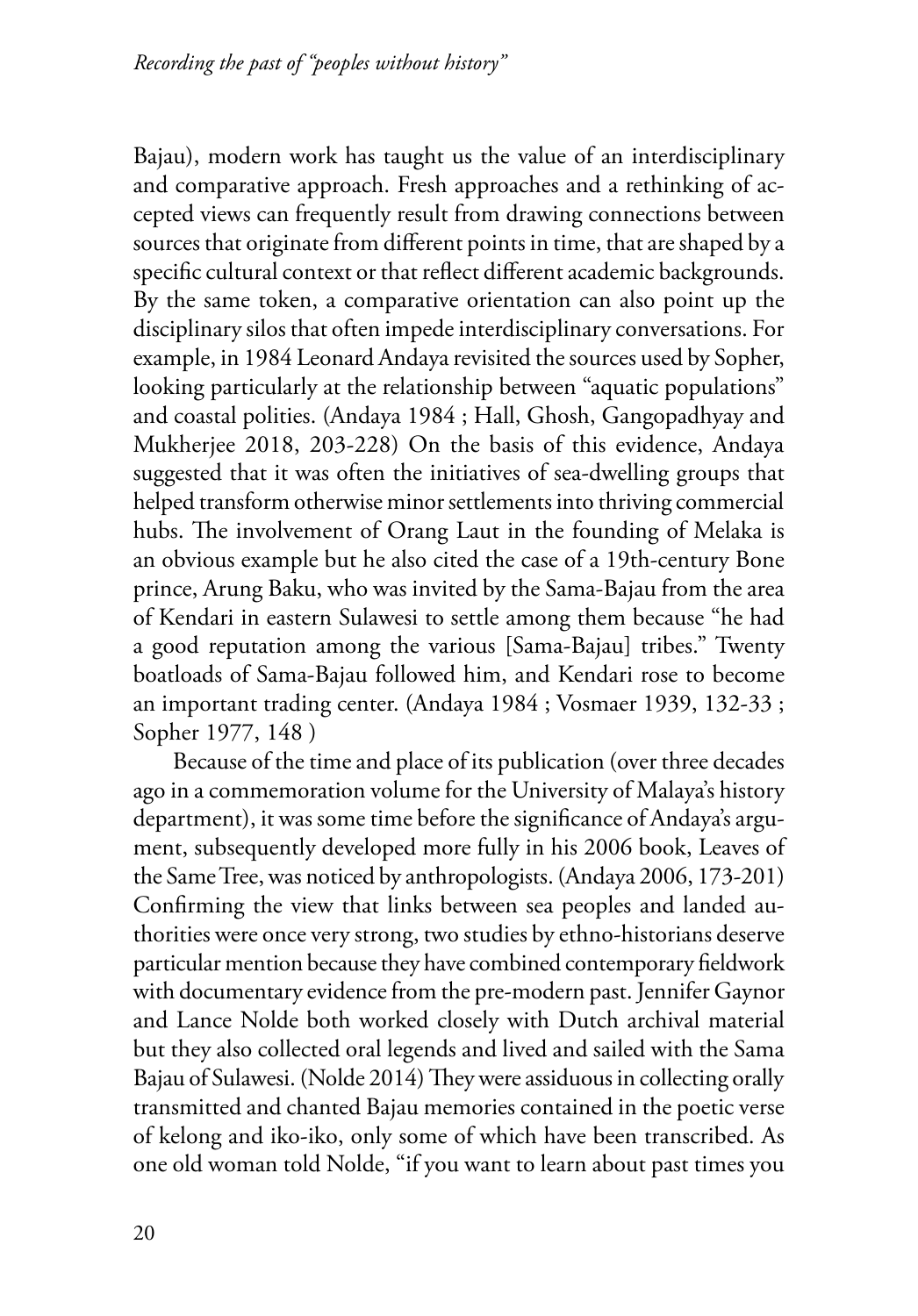Bajau), modern work has taught us the value of an interdisciplinary and comparative approach. Fresh approaches and a rethinking of accepted views can frequently result from drawing connections between sources that originate from different points in time, that are shaped by a specific cultural context or that reflect different academic backgrounds. By the same token, a comparative orientation can also point up the disciplinary silos that often impede interdisciplinary conversations. For example, in 1984 Leonard Andaya revisited the sources used by Sopher, looking particularly at the relationship between "aquatic populations" and coastal polities. (Andaya 1984 ; Hall, Ghosh, Gangopadhyay and Mukherjee 2018, 203-228) On the basis of this evidence, Andaya suggested that it was often the initiatives of sea-dwelling groups that helped transform otherwise minor settlements into thriving commercial hubs. The involvement of Orang Laut in the founding of Melaka is an obvious example but he also cited the case of a 19th-century Bone prince, Arung Baku, who was invited by the Sama-Bajau from the area of Kendari in eastern Sulawesi to settle among them because "he had a good reputation among the various [Sama-Bajau] tribes." Twenty boatloads of Sama-Bajau followed him, and Kendari rose to become an important trading center. (Andaya 1984 ; Vosmaer 1939, 132-33 ; Sopher 1977, 148 )

Because of the time and place of its publication (over three decades ago in a commemoration volume for the University of Malaya's history department), it was some time before the significance of Andaya's argument, subsequently developed more fully in his 2006 book, Leaves of the Same Tree, was noticed by anthropologists. (Andaya 2006, 173-201) Confirming the view that links between sea peoples and landed authorities were once very strong, two studies by ethno-historians deserve particular mention because they have combined contemporary fieldwork with documentary evidence from the pre-modern past. Jennifer Gaynor and Lance Nolde both worked closely with Dutch archival material but they also collected oral legends and lived and sailed with the Sama Bajau of Sulawesi. (Nolde 2014) They were assiduous in collecting orally transmitted and chanted Bajau memories contained in the poetic verse of kelong and iko-iko, only some of which have been transcribed. As one old woman told Nolde, "if you want to learn about past times you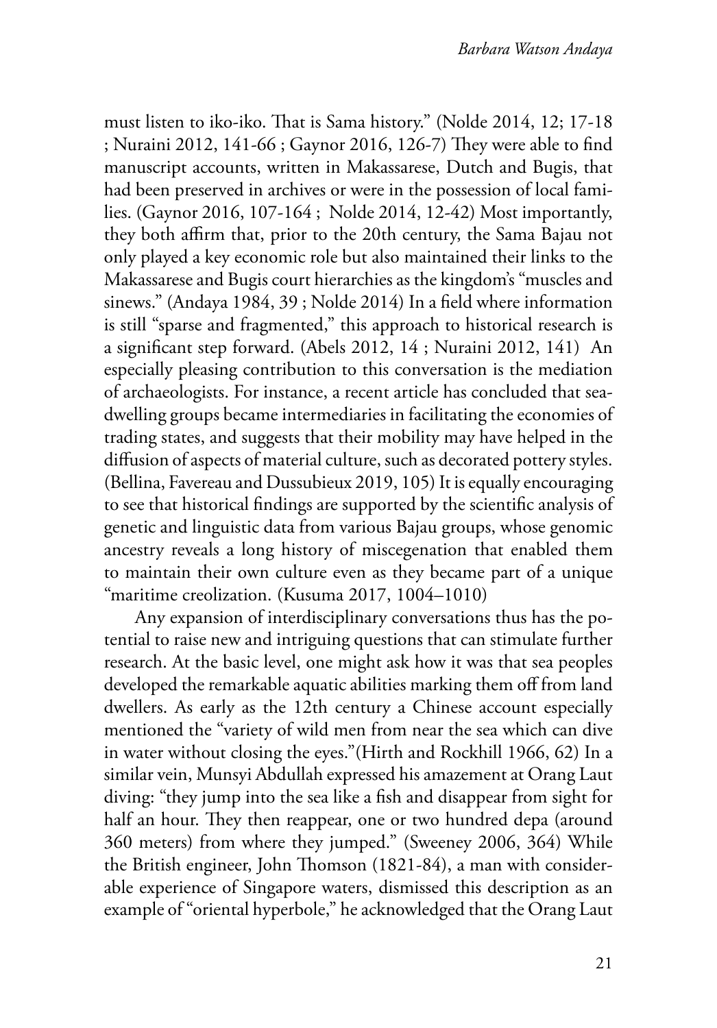must listen to iko-iko. That is Sama history." (Nolde 2014, 12; 17-18 ; Nuraini 2012, 141-66 ; Gaynor 2016, 126-7) They were able to find manuscript accounts, written in Makassarese, Dutch and Bugis, that had been preserved in archives or were in the possession of local families. (Gaynor 2016, 107-164 ; Nolde 2014, 12-42) Most importantly, they both affirm that, prior to the 20th century, the Sama Bajau not only played a key economic role but also maintained their links to the Makassarese and Bugis court hierarchies as the kingdom's "muscles and sinews." (Andaya 1984, 39 ; Nolde 2014) In a field where information is still "sparse and fragmented," this approach to historical research is a significant step forward. (Abels 2012, 14 ; Nuraini 2012, 141) An especially pleasing contribution to this conversation is the mediation of archaeologists. For instance, a recent article has concluded that sea-dwelling groups became intermediaries in facilitating the economies of trading states, and suggests that their mobility may have helped in the diffusion of aspects of material culture, such as decorated pottery styles. (Bellina, Favereau and Dussubieux 2019, 105) It is equally encouraging to see that historical findings are supported by the scientific analysis of genetic and linguistic data from various Bajau groups, whose genomic ancestry reveals a long history of miscegenation that enabled them to maintain their own culture even as they became part of a unique "maritime creolization. (Kusuma 2017, 1004–1010)

Any expansion of interdisciplinary conversations thus has the potential to raise new and intriguing questions that can stimulate further research. At the basic level, one might ask how it was that sea peoples developed the remarkable aquatic abilities marking them off from land dwellers. As early as the 12th century a Chinese account especially mentioned the "variety of wild men from near the sea which can dive in water without closing the eyes."(Hirth and Rockhill 1966, 62) In a similar vein, Munsyi Abdullah expressed his amazement at Orang Laut diving: "they jump into the sea like a fish and disappear from sight for half an hour. They then reappear, one or two hundred depa (around 360 meters) from where they jumped." (Sweeney 2006, 364) While the British engineer, John Thomson (1821-84), a man with considerable experience of Singapore waters, dismissed this description as an example of "oriental hyperbole," he acknowledged that the Orang Laut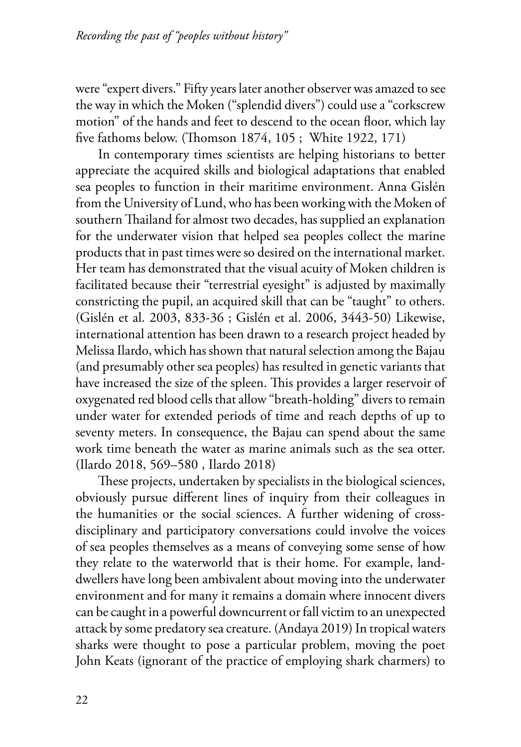were "expert divers." Fifty years later another observer was amazed to see the way in which the Moken ("splendid divers") could use a "corkscrew motion" of the hands and feet to descend to the ocean floor, which lay five fathoms below. (Thomson 1874, 105 ; White 1922, 171)

In contemporary times scientists are helping historians to better appreciate the acquired skills and biological adaptations that enabled sea peoples to function in their maritime environment. Anna Gislén from the University of Lund, who has been working with the Moken of southern Thailand for almost two decades, has supplied an explanation for the underwater vision that helped sea peoples collect the marine products that in past times were so desired on the international market. Her team has demonstrated that the visual acuity of Moken children is facilitated because their "terrestrial eyesight" is adjusted by maximally constricting the pupil, an acquired skill that can be "taught" to others. (Gislén et al. 2003, 833-36 ; Gislén et al. 2006, 3443-50) Likewise, international attention has been drawn to a research project headed by Melissa Ilardo, which has shown that natural selection among the Bajau (and presumably other sea peoples) has resulted in genetic variants that have increased the size of the spleen. This provides a larger reservoir of oxygenated red blood cells that allow "breath-holding" divers to remain under water for extended periods of time and reach depths of up to seventy meters. In consequence, the Bajau can spend about the same work time beneath the water as marine animals such as the sea otter. (Ilardo 2018, 569–580 , Ilardo 2018)

These projects, undertaken by specialists in the biological sciences, obviously pursue different lines of inquiry from their colleagues in the humanities or the social sciences. A further widening of cross-disciplinary and participatory conversations could involve the voices of sea peoples themselves as a means of conveying some sense of how they relate to the waterworld that is their home. For example, land-dwellers have long been ambivalent about moving into the underwater environment and for many it remains a domain where innocent divers can be caught in a powerful downcurrent or fall victim to an unexpected attack by some predatory sea creature. (Andaya 2019) In tropical waters sharks were thought to pose a particular problem, moving the poet John Keats (ignorant of the practice of employing shark charmers) to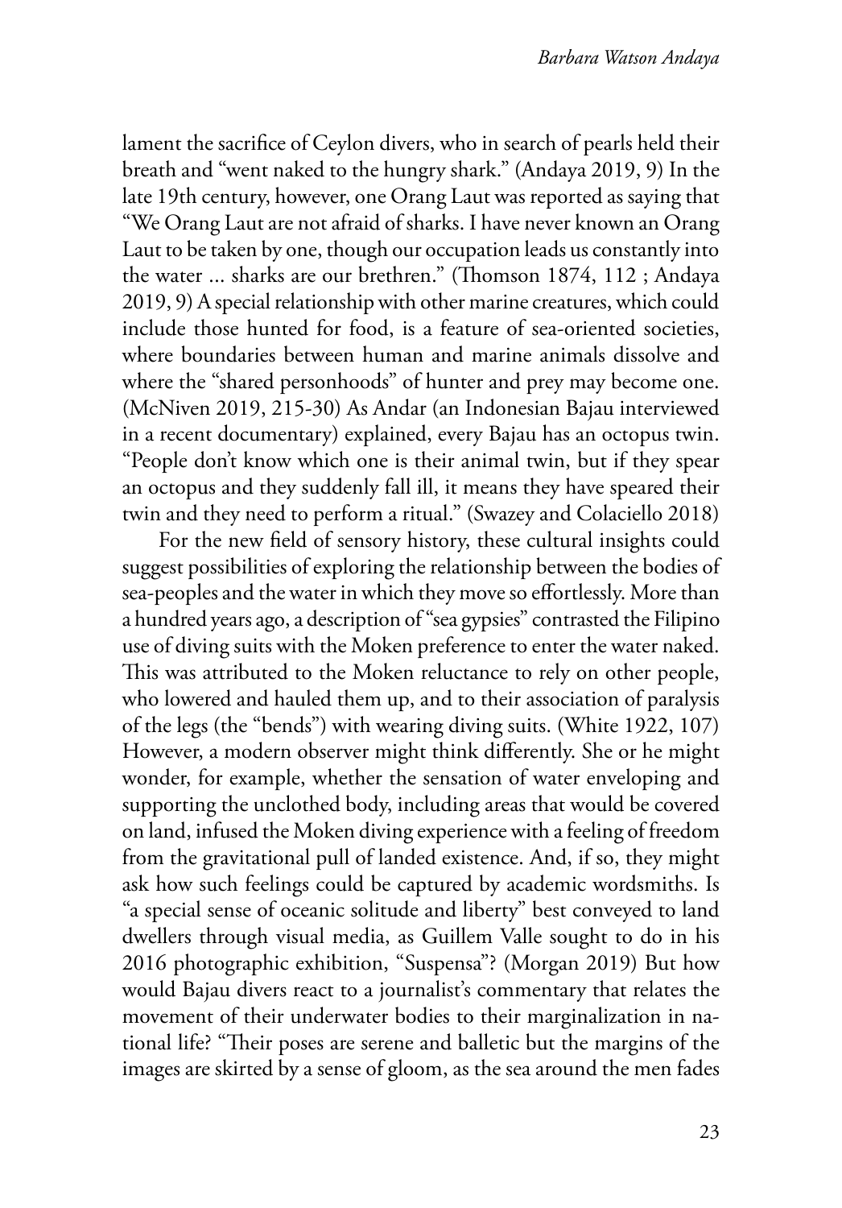lament the sacrifice of Ceylon divers, who in search of pearls held their breath and "went naked to the hungry shark." (Andaya 2019, 9) In the late 19th century, however, one Orang Laut was reported as saying that "We Orang Laut are not afraid of sharks. I have never known an Orang Laut to be taken by one, though our occupation leads us constantly into the water ... sharks are our brethren." (Thomson 1874, 112 ; Andaya 2019, 9) A special relationship with other marine creatures, which could include those hunted for food, is a feature of sea-oriented societies, where boundaries between human and marine animals dissolve and where the "shared personhoods" of hunter and prey may become one. (McNiven 2019, 215-30) As Andar (an Indonesian Bajau interviewed in a recent documentary) explained, every Bajau has an octopus twin. "People don't know which one is their animal twin, but if they spear an octopus and they suddenly fall ill, it means they have speared their twin and they need to perform a ritual." (Swazey and Colaciello 2018)

For the new field of sensory history, these cultural insights could suggest possibilities of exploring the relationship between the bodies of sea-peoples and the water in which they move so effortlessly. More than a hundred years ago, a description of "sea gypsies" contrasted the Filipino use of diving suits with the Moken preference to enter the water naked. This was attributed to the Moken reluctance to rely on other people, who lowered and hauled them up, and to their association of paralysis of the legs (the "bends") with wearing diving suits. (White 1922, 107) However, a modern observer might think differently. She or he might wonder, for example, whether the sensation of water enveloping and supporting the unclothed body, including areas that would be covered on land, infused the Moken diving experience with a feeling of freedom from the gravitational pull of landed existence. And, if so, they might ask how such feelings could be captured by academic wordsmiths. Is "a special sense of oceanic solitude and liberty" best conveyed to land dwellers through visual media, as Guillem Valle sought to do in his 2016 photographic exhibition, "Suspensa"? (Morgan 2019) But how would Bajau divers react to a journalist's commentary that relates the movement of their underwater bodies to their marginalization in national life? "Their poses are serene and balletic but the margins of the images are skirted by a sense of gloom, as the sea around the men fades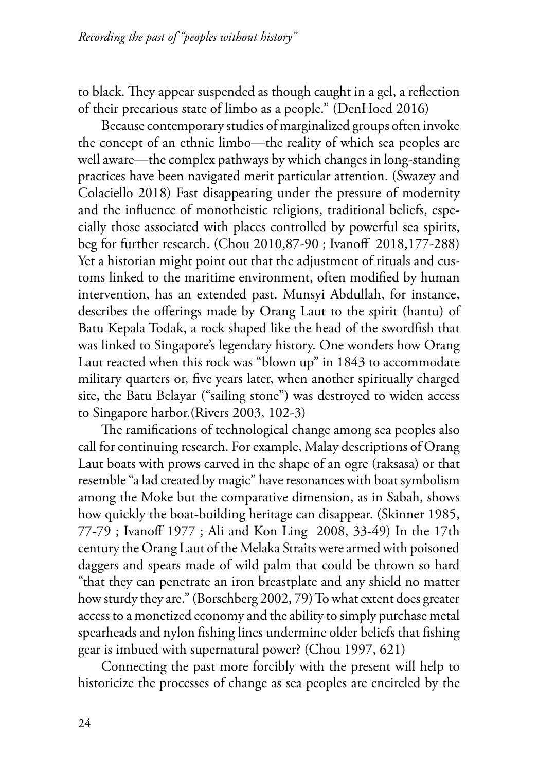to black. They appear suspended as though caught in a gel, a reflection of their precarious state of limbo as a people." (DenHoed 2016)

Because contemporary studies of marginalized groups often invoke the concept of an ethnic limbo—the reality of which sea peoples are well aware—the complex pathways by which changes in long-standing practices have been navigated merit particular attention. (Swazey and Colaciello 2018) Fast disappearing under the pressure of modernity and the influence of monotheistic religions, traditional beliefs, especially those associated with places controlled by powerful sea spirits, beg for further research. (Chou 2010,87-90 ; Ivanoff 2018,177-288) Yet a historian might point out that the adjustment of rituals and customs linked to the maritime environment, often modified by human intervention, has an extended past. Munsyi Abdullah, for instance, describes the offerings made by Orang Laut to the spirit (hantu) of Batu Kepala Todak, a rock shaped like the head of the swordfish that was linked to Singapore's legendary history. One wonders how Orang Laut reacted when this rock was "blown up" in 1843 to accommodate military quarters or, five years later, when another spiritually charged site, the Batu Belayar ("sailing stone") was destroyed to widen access to Singapore harbor.(Rivers 2003, 102-3)

The ramifications of technological change among sea peoples also call for continuing research. For example, Malay descriptions of Orang Laut boats with prows carved in the shape of an ogre (raksasa) or that resemble "a lad created by magic" have resonances with boat symbolism among the Moke but the comparative dimension, as in Sabah, shows how quickly the boat-building heritage can disappear. (Skinner 1985, 77-79 ; Ivanoff 1977 ; Ali and Kon Ling 2008, 33-49) In the 17th century the Orang Laut of the Melaka Straits were armed with poisoned daggers and spears made of wild palm that could be thrown so hard "that they can penetrate an iron breastplate and any shield no matter how sturdy they are." (Borschberg 2002, 79) To what extent does greater access to a monetized economy and the ability to simply purchase metal spearheads and nylon fishing lines undermine older beliefs that fishing gear is imbued with supernatural power? (Chou 1997, 621)

Connecting the past more forcibly with the present will help to historicize the processes of change as sea peoples are encircled by the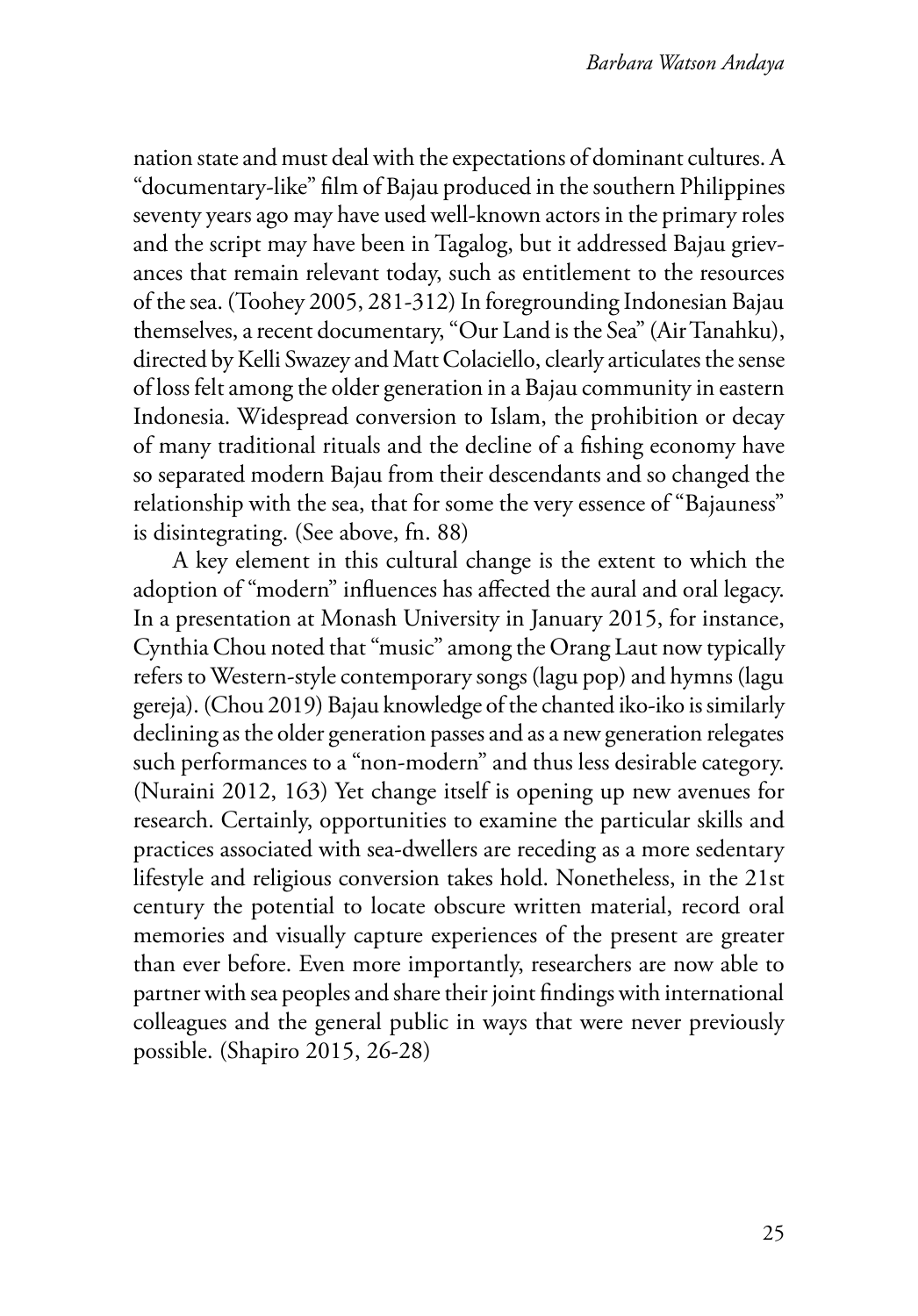nation state and must deal with the expectations of dominant cultures. A "documentary-like" film of Bajau produced in the southern Philippines seventy years ago may have used well-known actors in the primary roles and the script may have been in Tagalog, but it addressed Bajau grievances that remain relevant today, such as entitlement to the resources of the sea. (Toohey 2005, 281-312) In foregrounding Indonesian Bajau themselves, a recent documentary, "Our Land is the Sea" (Air Tanahku), directed by Kelli Swazey and Matt Colaciello, clearly articulates the sense of loss felt among the older generation in a Bajau community in eastern Indonesia. Widespread conversion to Islam, the prohibition or decay of many traditional rituals and the decline of a fishing economy have so separated modern Bajau from their descendants and so changed the relationship with the sea, that for some the very essence of "Bajauness" is disintegrating. (See above, fn. 88)

A key element in this cultural change is the extent to which the adoption of "modern" influences has affected the aural and oral legacy. In a presentation at Monash University in January 2015, for instance, Cynthia Chou noted that "music" among the Orang Laut now typically refers to Western-style contemporary songs (lagu pop) and hymns (lagu gereja). (Chou 2019) Bajau knowledge of the chanted iko-iko is similarly declining as the older generation passes and as a new generation relegates such performances to a "non-modern" and thus less desirable category. (Nuraini 2012, 163) Yet change itself is opening up new avenues for research. Certainly, opportunities to examine the particular skills and practices associated with sea-dwellers are receding as a more sedentary lifestyle and religious conversion takes hold. Nonetheless, in the 21st century the potential to locate obscure written material, record oral memories and visually capture experiences of the present are greater than ever before. Even more importantly, researchers are now able to partner with sea peoples and share their joint findings with international colleagues and the general public in ways that were never previously possible. (Shapiro 2015, 26-28)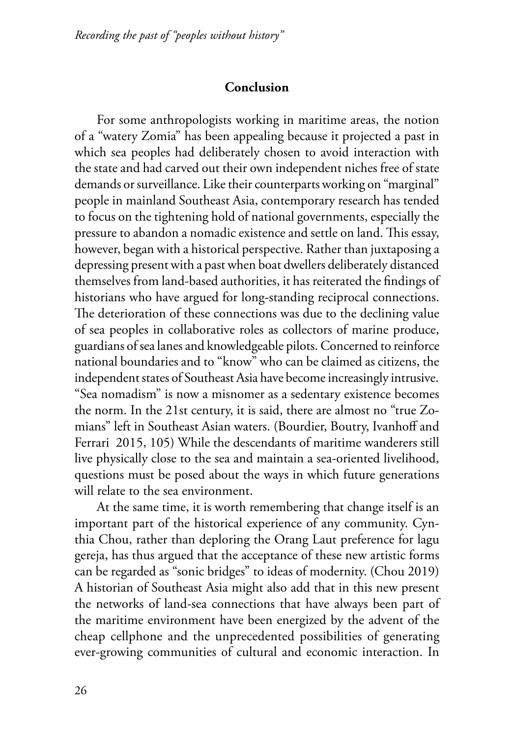## Conclusion

For some anthropologists working in maritime areas, the notion of a "watery Zomia" has been appealing because it projected a past in which sea peoples had deliberately chosen to avoid interaction with the state and had carved out their own independent niches free of state demands or surveillance. Like their counterparts working on "marginal" people in mainland Southeast Asia, contemporary research has tended to focus on the tightening hold of national governments, especially the pressure to abandon a nomadic existence and settle on land. This essay, however, began with a historical perspective. Rather than juxtaposing a depressing present with a past when boat dwellers deliberately distanced themselves from land-based authorities, it has reiterated the findings of historians who have argued for long-standing reciprocal connections. The deterioration of these connections was due to the declining value of sea peoples in collaborative roles as collectors of marine produce, guardians of sea lanes and knowledgeable pilots. Concerned to reinforce national boundaries and to "know" who can be claimed as citizens, the independent states of Southeast Asia have become increasingly intrusive. "Sea nomadism" is now a misnomer as a sedentary existence becomes the norm. In the 21st century, it is said, there are almost no "true Zomians" left in Southeast Asian waters. (Bourdier, Boutry, Ivanhoff and Ferrari 2015, 105) While the descendants of maritime wanderers still live physically close to the sea and maintain a sea-oriented livelihood, questions must be posed about the ways in which future generations will relate to the sea environment.

At the same time, it is worth remembering that change itself is an important part of the historical experience of any community. Cynthia Chou, rather than deploring the Orang Laut preference for lagu gereja, has thus argued that the acceptance of these new artistic forms can be regarded as "sonic bridges" to ideas of modernity. (Chou 2019) A historian of Southeast Asia might also add that in this new present the networks of land-sea connections that have always been part of the maritime environment have been energized by the advent of the cheap cellphone and the unprecedented possibilities of generating ever-growing communities of cultural and economic interaction. In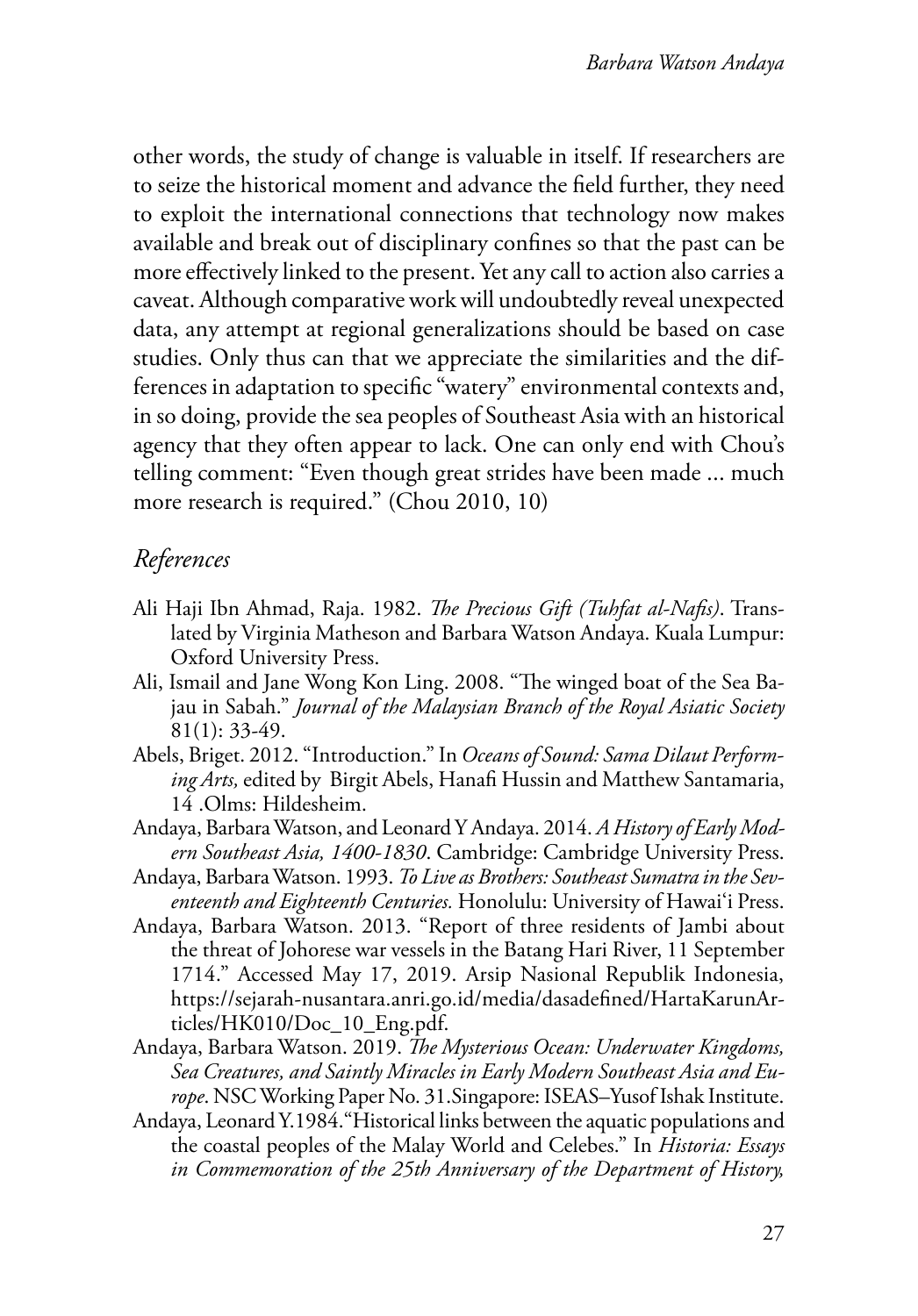other words, the study of change is valuable in itself. If researchers are to seize the historical moment and advance the field further, they need to exploit the international connections that technology now makes available and break out of disciplinary confines so that the past can be more effectively linked to the present. Yet any call to action also carries a caveat. Although comparative work will undoubtedly reveal unexpected data, any attempt at regional generalizations should be based on case studies. Only thus can that we appreciate the similarities and the differences in adaptation to specific "watery" environmental contexts and, in so doing, provide the sea peoples of Southeast Asia with an historical agency that they often appear to lack. One can only end with Chou's telling comment: "Even though great strides have been made ... much more research is required." (Chou 2010, 10)

## *References*

- Ali Haji Ibn Ahmad, Raja. 1982. *The Precious Gift (Tuhfat al-Nafis)*. Translated by Virginia Matheson and Barbara Watson Andaya. Kuala Lumpur: Oxford University Press.
- Ali, Ismail and Jane Wong Kon Ling. 2008. "The winged boat of the Sea Bajau in Sabah." *Journal of the Malaysian Branch of the Royal Asiatic Society* 81(1): 33-49.
- Abels, Briget. 2012. "Introduction." In *Oceans of Sound: Sama Dilaut Performing Arts,* edited by Birgit Abels, Hanafi Hussin and Matthew Santamaria, 14 .Olms: Hildesheim.
- Andaya, Barbara Watson, and Leonard Y Andaya. 2014. *A History of Early Modern Southeast Asia, 1400-1830*. Cambridge: Cambridge University Press.
- Andaya, Barbara Watson. 1993. *To Live as Brothers: Southeast Sumatra in the Seventeenth and Eighteenth Centuries.* Honolulu: University of Hawai'i Press.
- Andaya, Barbara Watson. 2013. "Report of three residents of Jambi about the threat of Johorese war vessels in the Batang Hari River, 11 September 1714." Accessed May 17, 2019. Arsip Nasional Republik Indonesia, https://sejarah-nusantara.anri.go.id/media/dasadefined/HartaKarunArticles/HK010/Doc_10_Eng.pdf.
- Andaya, Barbara Watson. 2019. *The Mysterious Ocean: Underwater Kingdoms, Sea Creatures, and Saintly Miracles in Early Modern Southeast Asia and Europe*. NSC Working Paper No. 31.Singapore: ISEAS–Yusof Ishak Institute.
- Andaya, Leonard Y.1984."Historical links between the aquatic populations and the coastal peoples of the Malay World and Celebes." In *Historia: Essays in Commemoration of the 25th Anniversary of the Department of History,*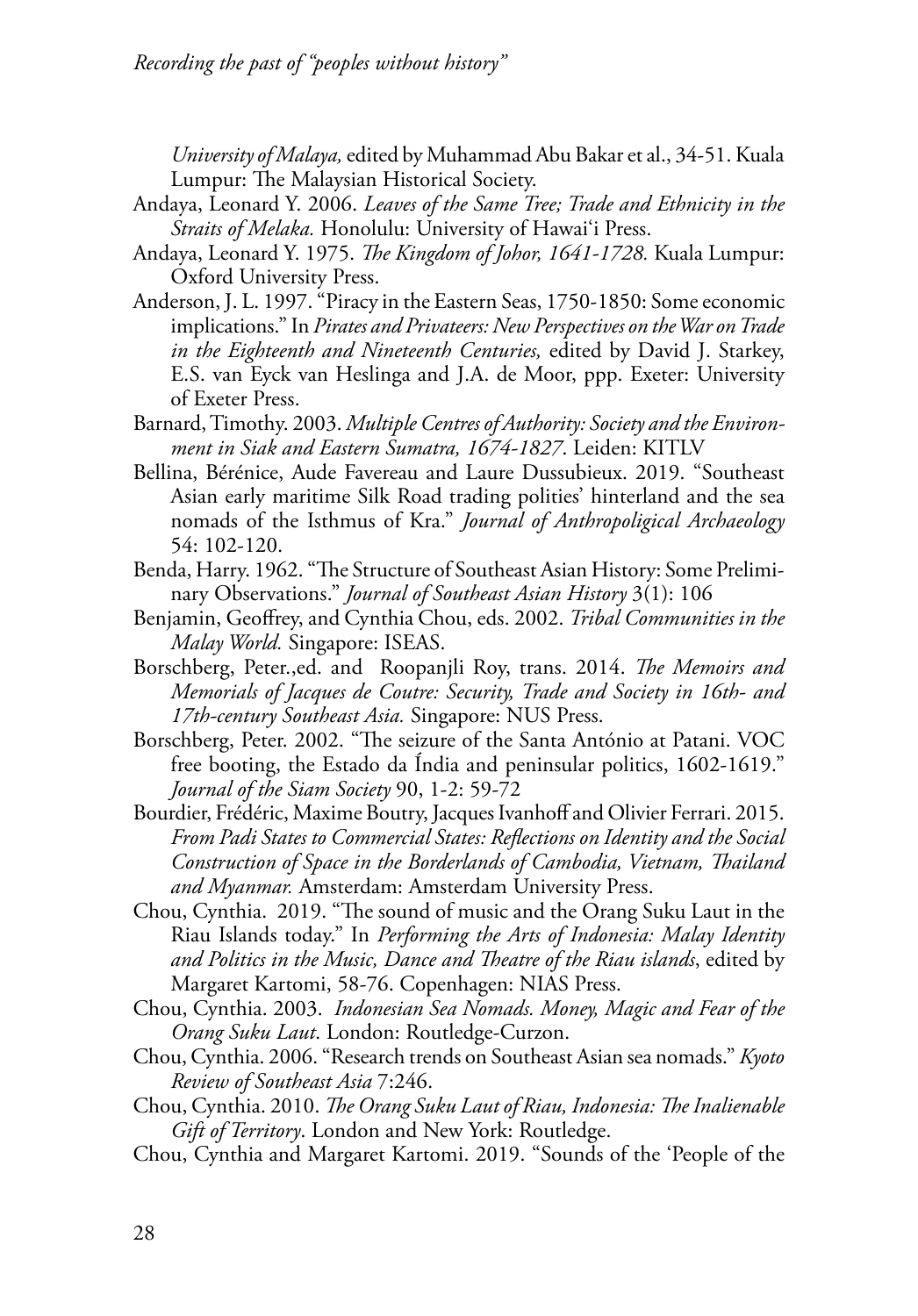*University of Malaya,* edited by Muhammad Abu Bakar et al., 34-51. Kuala Lumpur: The Malaysian Historical Society.

Andaya, Leonard Y. 2006. *Leaves of the Same Tree; Trade and Ethnicity in the Straits of Melaka.* Honolulu: University of Hawai'i Press.

Andaya, Leonard Y. 1975. *The Kingdom of Johor, 1641-1728.* Kuala Lumpur: Oxford University Press.

Anderson, J. L. 1997. "Piracy in the Eastern Seas, 1750-1850: Some economic implications." In *Pirates and Privateers: New Perspectives on the War on Trade in the Eighteenth and Nineteenth Centuries,* edited by David J. Starkey, E.S. van Eyck van Heslinga and J.A. de Moor, ppp. Exeter: University of Exeter Press.

Barnard, Timothy. 2003. *Multiple Centres of Authority: Society and the Environment in Siak and Eastern Sumatra, 1674-1827*. Leiden: KITLV

Bellina, Bérénice, Aude Favereau and Laure Dussubieux. 2019. "Southeast Asian early maritime Silk Road trading polities' hinterland and the sea nomads of the Isthmus of Kra." *Journal of Anthropoligical Archaeology* 54: 102-120.

Benda, Harry. 1962. "The Structure of Southeast Asian History: Some Preliminary Observations." *Journal of Southeast Asian History* 3(1): 106

Benjamin, Geoffrey, and Cynthia Chou, eds. 2002. *Tribal Communities in the Malay World.* Singapore: ISEAS.

Borschberg, Peter.,ed. and Roopanjli Roy, trans. 2014. *The Memoirs and Memorials of Jacques de Coutre: Security, Trade and Society in 16th- and 17th-century Southeast Asia.* Singapore: NUS Press.

Borschberg, Peter. 2002. "The seizure of the Santa António at Patani. VOC free booting, the Estado da Índia and peninsular politics, 1602-1619." *Journal of the Siam Society* 90, 1-2: 59-72

Bourdier, Frédéric, Maxime Boutry, Jacques Ivanhoff and Olivier Ferrari. 2015. *From Padi States to Commercial States: Reflections on Identity and the Social Construction of Space in the Borderlands of Cambodia, Vietnam, Thailand and Myanmar.* Amsterdam: Amsterdam University Press.

Chou, Cynthia. 2019. "The sound of music and the Orang Suku Laut in the Riau Islands today." In *Performing the Arts of Indonesia: Malay Identity and Politics in the Music, Dance and Theatre of the Riau islands*, edited by Margaret Kartomi, 58-76. Copenhagen: NIAS Press.

Chou, Cynthia. 2003. *Indonesian Sea Nomads. Money, Magic and Fear of the Orang Suku Laut*. London: Routledge-Curzon.

Chou, Cynthia. 2006. "Research trends on Southeast Asian sea nomads." *Kyoto Review of Southeast Asia* 7:246.

Chou, Cynthia. 2010. *The Orang Suku Laut of Riau, Indonesia: The Inalienable Gift of Territory*. London and New York: Routledge.

Chou, Cynthia and Margaret Kartomi. 2019. "Sounds of the 'People of the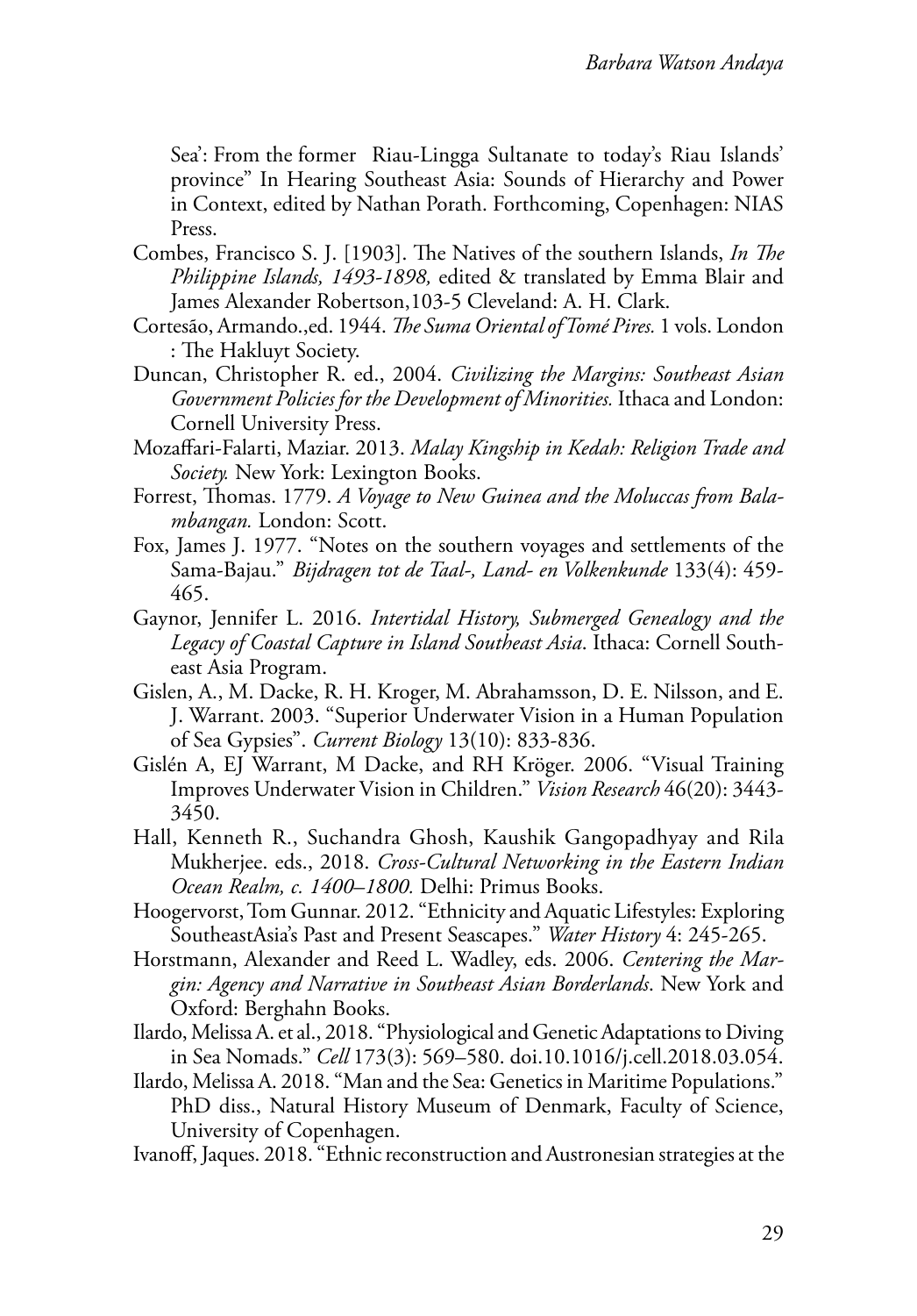Sea': From the former Riau-Lingga Sultanate to today's Riau Islands' province" In Hearing Southeast Asia: Sounds of Hierarchy and Power in Context, edited by Nathan Porath. Forthcoming, Copenhagen: NIAS Press.

Combes, Francisco S. J. [1903]. The Natives of the southern Islands, *In The Philippine Islands, 1493-1898,* edited & translated by Emma Blair and James Alexander Robertson,103-5 Cleveland: A. H. Clark.

Cortesão, Armando.,ed. 1944. *The Suma Oriental of Tomé Pires.* 1 vols. London : The Hakluyt Society.

Duncan, Christopher R. ed., 2004. *Civilizing the Margins: Southeast Asian Government Policies for the Development of Minorities.* Ithaca and London: Cornell University Press.

Mozaffari-Falarti, Maziar. 2013. *Malay Kingship in Kedah: Religion Trade and Society.* New York: Lexington Books.

Forrest, Thomas. 1779. *A Voyage to New Guinea and the Moluccas from Balambangan.* London: Scott.

Fox, James J. 1977. "Notes on the southern voyages and settlements of the Sama-Bajau." *Bijdragen tot de Taal-, Land- en Volkenkunde* 133(4): 459-465.

Gaynor, Jennifer L. 2016. *Intertidal History, Submerged Genealogy and the Legacy of Coastal Capture in Island Southeast Asia*. Ithaca: Cornell Southeast Asia Program.

Gislen, A., M. Dacke, R. H. Kroger, M. Abrahamsson, D. E. Nilsson, and E. J. Warrant. 2003. "Superior Underwater Vision in a Human Population of Sea Gypsies". *Current Biology* 13(10): 833-836.

Gislén A, EJ Warrant, M Dacke, and RH Kröger. 2006. "Visual Training Improves Underwater Vision in Children." *Vision Research* 46(20): 3443-3450.

Hall, Kenneth R., Suchandra Ghosh, Kaushik Gangopadhyay and Rila Mukherjee. eds., 2018. *Cross-Cultural Networking in the Eastern Indian Ocean Realm, c. 1400–1800.* Delhi: Primus Books.

Hoogervorst, Tom Gunnar. 2012. "Ethnicity and Aquatic Lifestyles: Exploring SoutheastAsia's Past and Present Seascapes." *Water History* 4: 245-265.

Horstmann, Alexander and Reed L. Wadley, eds. 2006. *Centering the Margin: Agency and Narrative in Southeast Asian Borderlands*. New York and Oxford: Berghahn Books.

Ilardo, Melissa A. et al., 2018. "Physiological and Genetic Adaptations to Diving in Sea Nomads." *Cell* 173(3): 569–580. doi.10.1016/j.cell.2018.03.054.

Ilardo, Melissa A. 2018. "Man and the Sea: Genetics in Maritime Populations." PhD diss., Natural History Museum of Denmark, Faculty of Science, University of Copenhagen.

Ivanoff, Jaques. 2018. "Ethnic reconstruction and Austronesian strategies at the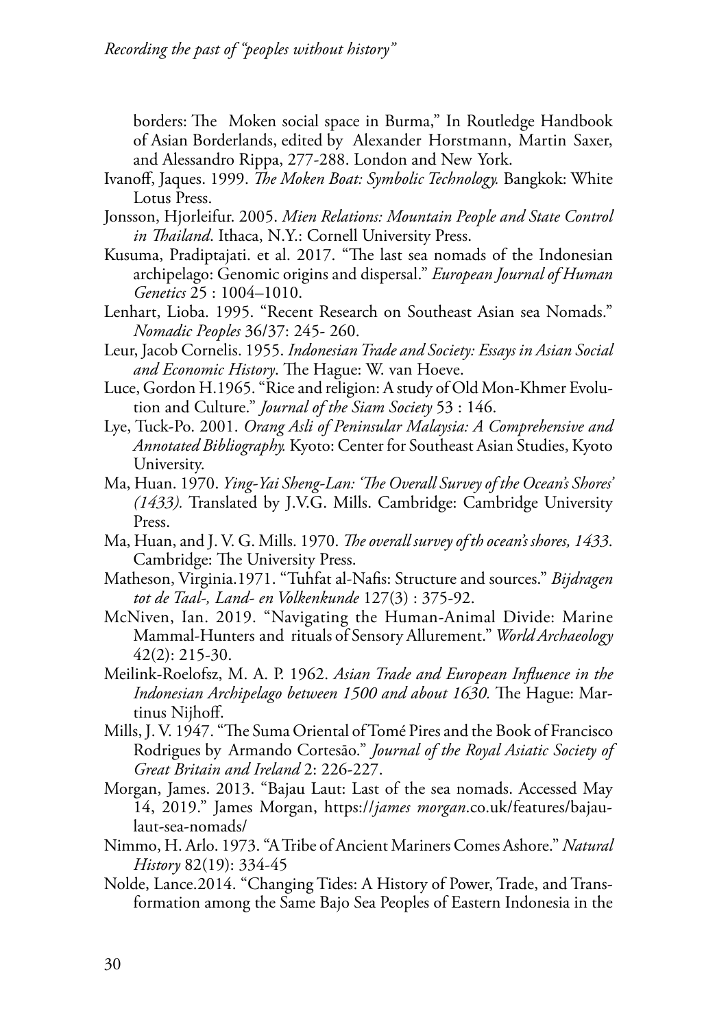borders: The Moken social space in Burma," In Routledge Handbook of Asian Borderlands, edited by Alexander Horstmann, Martin Saxer, and Alessandro Rippa, 277-288. London and New York.

Ivanoff, Jaques. 1999. *The Moken Boat: Symbolic Technology.* Bangkok: White Lotus Press.

Jonsson, Hjorleifur. 2005. *Mien Relations: Mountain People and State Control in Thailand*. Ithaca, N.Y.: Cornell University Press.

Kusuma, Pradiptajati. et al. 2017. "The last sea nomads of the Indonesian archipelago: Genomic origins and dispersal." *European Journal of Human Genetics* 25 : 1004–1010.

Lenhart, Lioba. 1995. "Recent Research on Southeast Asian sea Nomads." *Nomadic Peoples* 36/37: 245- 260.

Leur, Jacob Cornelis. 1955. *Indonesian Trade and Society: Essays in Asian Social and Economic History*. The Hague: W. van Hoeve.

Luce, Gordon H.1965. "Rice and religion: A study of Old Mon-Khmer Evolution and Culture." *Journal of the Siam Society* 53 : 146.

Lye, Tuck-Po. 2001. *Orang Asli of Peninsular Malaysia: A Comprehensive and Annotated Bibliography.* Kyoto: Center for Southeast Asian Studies, Kyoto University.

Ma, Huan. 1970. *Ying-Yai Sheng-Lan: 'The Overall Survey of the Ocean's Shores' (1433).* Translated by J.V.G. Mills. Cambridge: Cambridge University Press.

Ma, Huan, and J. V. G. Mills. 1970. *The overall survey of th ocean's shores, 1433.* Cambridge: The University Press.

Matheson, Virginia.1971. "Tuhfat al-Nafis: Structure and sources." *Bijdragen tot de Taal-, Land- en Volkenkunde* 127(3) : 375-92.

McNiven, Ian. 2019. "Navigating the Human-Animal Divide: Marine Mammal-Hunters and rituals of Sensory Allurement." *World Archaeology* 42(2): 215-30.

Meilink-Roelofsz, M. A. P. 1962. *Asian Trade and European Influence in the Indonesian Archipelago between 1500 and about 1630.* The Hague: Martinus Nijhoff.

Mills, J. V. 1947. "The Suma Oriental of Tomé Pires and the Book of Francisco Rodrigues by Armando Cortesão." *Journal of the Royal Asiatic Society of Great Britain and Ireland* 2: 226-227.

Morgan, James. 2013. "Bajau Laut: Last of the sea nomads. Accessed May 14, 2019." James Morgan, https://*james morgan*.co.uk/features/bajau-laut-sea-nomads/

Nimmo, H. Arlo. 1973. "A Tribe of Ancient Mariners Comes Ashore." *Natural History* 82(19): 334-45

Nolde, Lance.2014. "Changing Tides: A History of Power, Trade, and Transformation among the Same Bajo Sea Peoples of Eastern Indonesia in the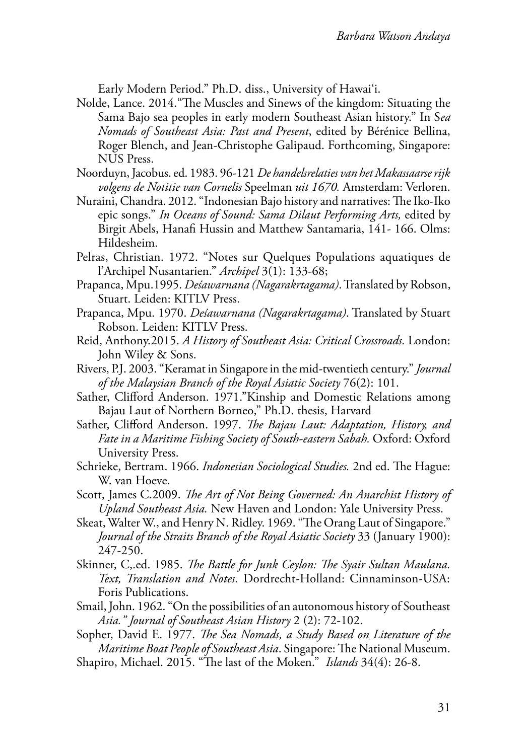Early Modern Period." Ph.D. diss., University of Hawai'i.

Nolde, Lance. 2014."The Muscles and Sinews of the kingdom: Situating the Sama Bajo sea peoples in early modern Southeast Asian history." In S*ea Nomads of Southeast Asia: Past and Present*, edited by Bérénice Bellina, Roger Blench, and Jean-Christophe Galipaud. Forthcoming, Singapore: NUS Press.

Noorduyn, Jacobus. ed. 1983. 96-121 *De handelsrelaties van het Makassaarse rijk volgens de Notitie van Cornelis* Speelman *uit 1670.* Amsterdam: Verloren.

Nuraini, Chandra. 2012. "Indonesian Bajo history and narratives: The Iko-Iko epic songs." *In Oceans of Sound: Sama Dilaut Performing Arts,* edited by Birgit Abels, Hanafi Hussin and Matthew Santamaria, 141- 166. Olms: Hildesheim.

Pelras, Christian. 1972. "Notes sur Quelques Populations aquatiques de l'Archipel Nusantarien." *Archipel* 3(1): 133-68;

Prapanca, Mpu.1995. *Deśawarnana (Nagarakrtagama)*. Translated by Robson, Stuart. Leiden: KITLV Press.

Prapanca, Mpu. 1970. *Deśawarnana (Nagarakrtagama)*. Translated by Stuart Robson. Leiden: KITLV Press.

Reid, Anthony.2015. *A History of Southeast Asia: Critical Crossroads.* London: John Wiley & Sons.

Rivers, P.J. 2003. "Keramat in Singapore in the mid-twentieth century." *Journal of the Malaysian Branch of the Royal Asiatic Society* 76(2): 101.

Sather, Clifford Anderson. 1971."Kinship and Domestic Relations among Bajau Laut of Northern Borneo," Ph.D. thesis, Harvard

Sather, Clifford Anderson. 1997. *The Bajau Laut: Adaptation, History, and Fate in a Maritime Fishing Society of South-eastern Sabah.* Oxford: Oxford University Press.

Schrieke, Bertram. 1966. *Indonesian Sociological Studies.* 2nd ed. The Hague: W. van Hoeve.

Scott, James C.2009. *The Art of Not Being Governed: An Anarchist History of Upland Southeast Asia.* New Haven and London: Yale University Press.

Skeat, Walter W., and Henry N. Ridley. 1969. "The Orang Laut of Singapore." *Journal of the Straits Branch of the Royal Asiatic Society* 33 (January 1900): 247-250.

Skinner, C,.ed. 1985. *The Battle for Junk Ceylon: The Syair Sultan Maulana. Text, Translation and Notes.* Dordrecht-Holland: Cinnaminson-USA: Foris Publications.

Smail, John. 1962. "On the possibilities of an autonomous history of Southeast *Asia." Journal of Southeast Asian History* 2 (2): 72-102.

Sopher, David E. 1977. *The Sea Nomads, a Study Based on Literature of the Maritime Boat People of Southeast Asia*. Singapore: The National Museum.

Shapiro, Michael. 2015. "The last of the Moken." *Islands* 34(4): 26-8.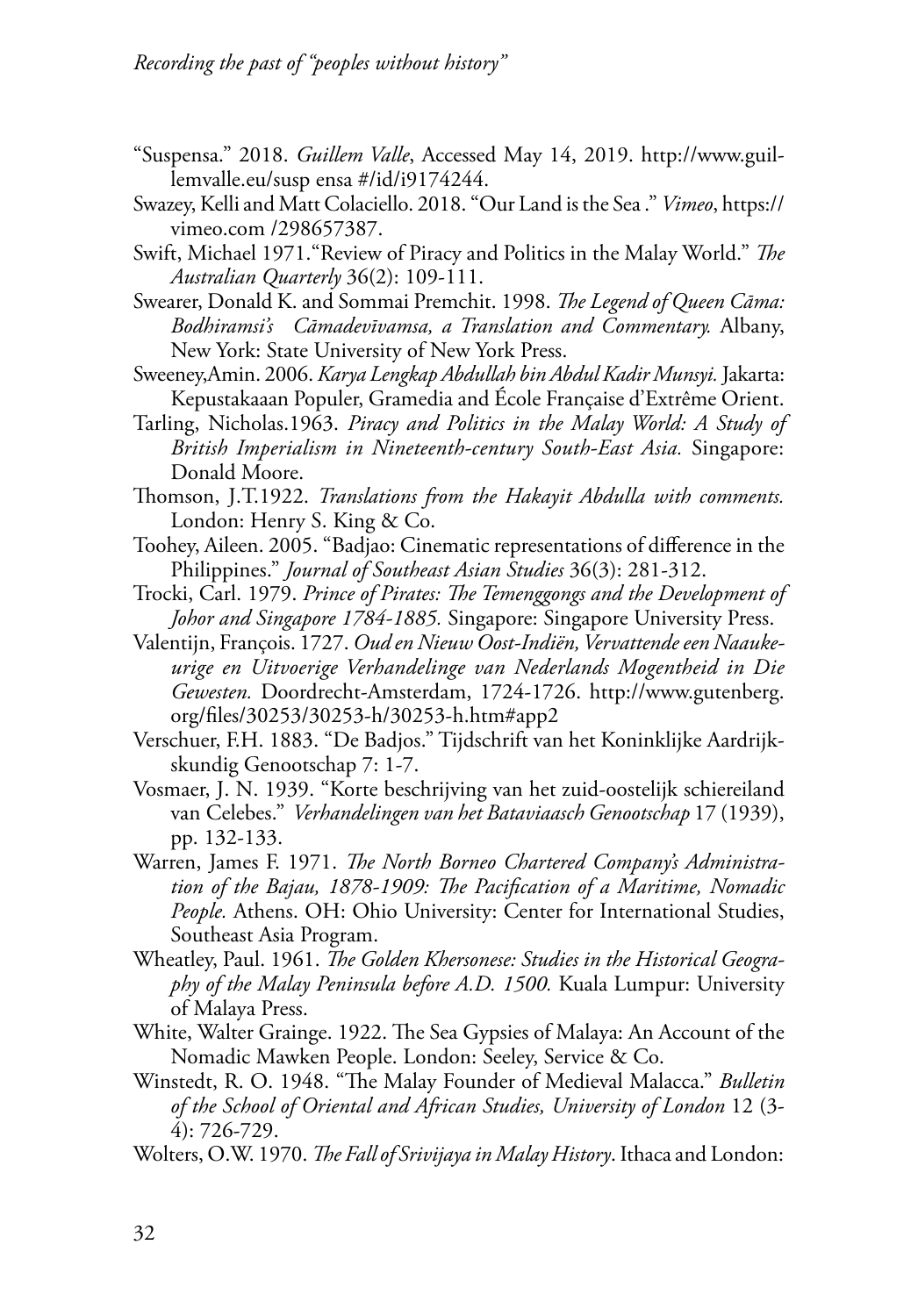"Suspensa." 2018. *Guillem Valle*, Accessed May 14, 2019. http://www.guillemvalle.eu/susp ensa #/id/i9174244.

Swazey, Kelli and Matt Colaciello. 2018. "Our Land is the Sea ." *Vimeo*, https://vimeo.com /298657387.

Swift, Michael 1971."Review of Piracy and Politics in the Malay World." *The Australian Quarterly* 36(2): 109-111.

Swearer, Donald K. and Sommai Premchit. 1998. *The Legend of Queen Cāma: Bodhiramsi's Cāmadevīvamsa, a Translation and Commentary.* Albany, New York: State University of New York Press.

Sweeney,Amin. 2006. *Karya Lengkap Abdullah bin Abdul Kadir Munsyi.* Jakarta: Kepustakaaan Populer, Gramedia and École Française d'Extrême Orient.

Tarling, Nicholas.1963. *Piracy and Politics in the Malay World: A Study of British Imperialism in Nineteenth-century South-East Asia.* Singapore: Donald Moore.

Thomson, J.T.1922. *Translations from the Hakayit Abdulla with comments.* London: Henry S. King & Co.

Toohey, Aileen. 2005. "Badjao: Cinematic representations of difference in the Philippines." *Journal of Southeast Asian Studies* 36(3): 281-312.

Trocki, Carl. 1979. *Prince of Pirates: The Temenggongs and the Development of Johor and Singapore 1784-1885.* Singapore: Singapore University Press.

Valentijn, François. 1727. *Oud en Nieuw Oost-Indiën, Vervattende een Naaukeurige en Uitvoerige Verhandelinge van Nederlands Mogentheid in Die Gewesten.* Doordrecht-Amsterdam, 1724-1726. http://www.gutenberg.org/files/30253/30253-h/30253-h.htm#app2

Verschuer, F.H. 1883. "De Badjos." Tijdschrift van het Koninklijke Aardrijkskundig Genootschap 7: 1-7.

Vosmaer, J. N. 1939. "Korte beschrijving van het zuid-oostelijk schiereiland van Celebes." *Verhandelingen van het Bataviaasch Genootschap* 17 (1939), pp. 132-133.

Warren, James F. 1971. *The North Borneo Chartered Company's Administration of the Bajau, 1878-1909: The Pacification of a Maritime, Nomadic People.* Athens. OH: Ohio University: Center for International Studies, Southeast Asia Program.

Wheatley, Paul. 1961. *The Golden Khersonese: Studies in the Historical Geography of the Malay Peninsula before A.D. 1500.* Kuala Lumpur: University of Malaya Press.

White, Walter Grainge. 1922. The Sea Gypsies of Malaya: An Account of the Nomadic Mawken People. London: Seeley, Service & Co.

Winstedt, R. O. 1948. "The Malay Founder of Medieval Malacca." *Bulletin of the School of Oriental and African Studies, University of London* 12 (3-4): 726-729.

Wolters, O.W. 1970. *The Fall of Srivijaya in Malay History*. Ithaca and London: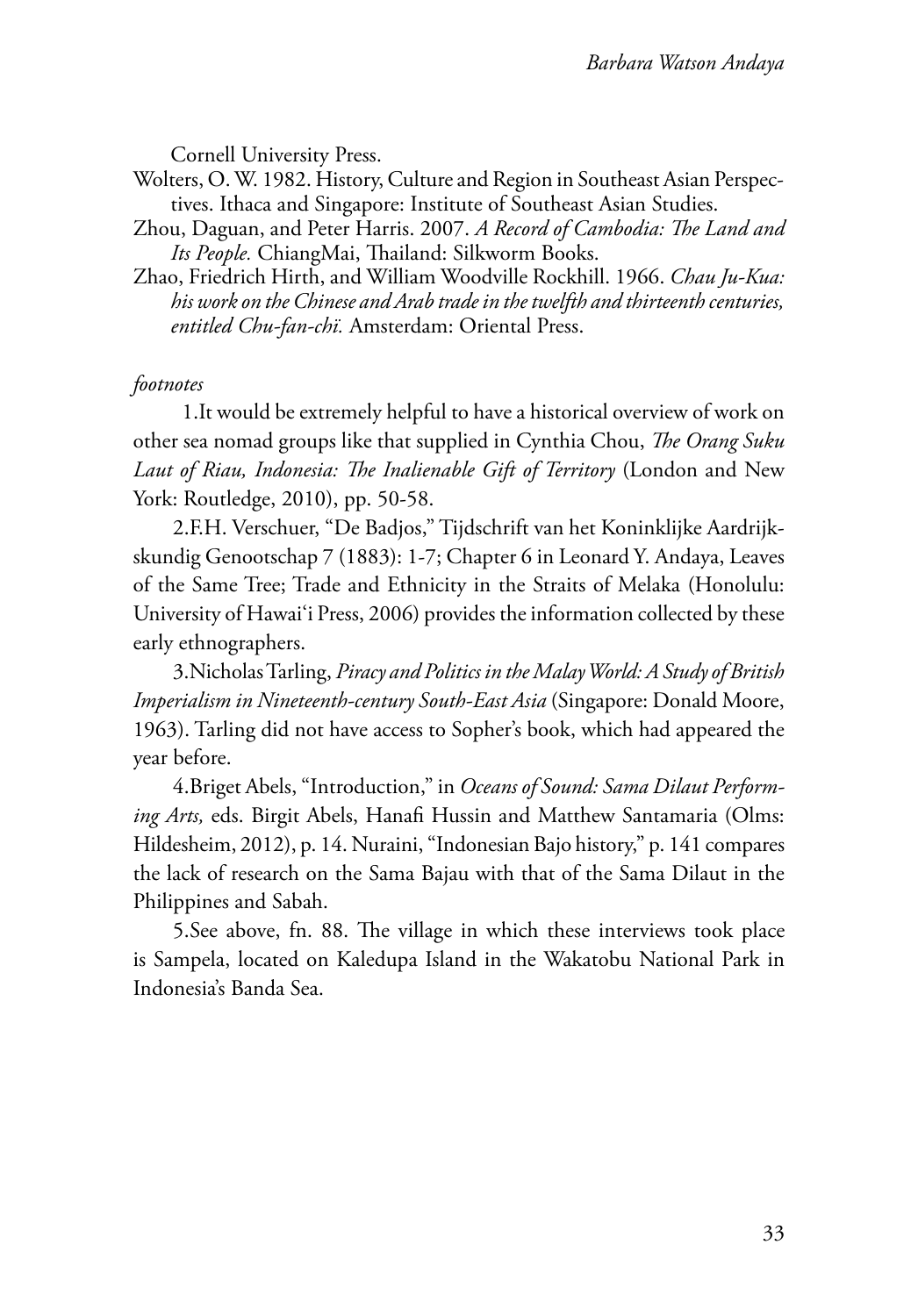Cornell University Press.

Wolters, O. W. 1982. History, Culture and Region in Southeast Asian Perspectives. Ithaca and Singapore: Institute of Southeast Asian Studies.

Zhou, Daguan, and Peter Harris. 2007. *A Record of Cambodia: The Land and Its People.* ChiangMai, Thailand: Silkworm Books.

Zhao, Friedrich Hirth, and William Woodville Rockhill. 1966. *Chau Ju-Kua: his work on the Chinese and Arab trade in the twelfth and thirteenth centuries, entitled Chu-fan-chï.* Amsterdam: Oriental Press.

*footnotes*

1.It would be extremely helpful to have a historical overview of work on other sea nomad groups like that supplied in Cynthia Chou, *The Orang Suku Laut of Riau, Indonesia: The Inalienable Gift of Territory* (London and New York: Routledge, 2010), pp. 50-58.

2.F.H. Verschuer, "De Badjos," Tijdschrift van het Koninklijke Aardrijkskundig Genootschap 7 (1883): 1-7; Chapter 6 in Leonard Y. Andaya, Leaves of the Same Tree; Trade and Ethnicity in the Straits of Melaka (Honolulu: University of Hawai'i Press, 2006) provides the information collected by these early ethnographers.

3.Nicholas Tarling, *Piracy and Politics in the Malay World: A Study of British Imperialism in Nineteenth-century South-East Asia* (Singapore: Donald Moore, 1963). Tarling did not have access to Sopher's book, which had appeared the year before.

4.Briget Abels, "Introduction," in *Oceans of Sound: Sama Dilaut Performing Arts,* eds. Birgit Abels, Hanafi Hussin and Matthew Santamaria (Olms: Hildesheim, 2012), p. 14. Nuraini, "Indonesian Bajo history," p. 141 compares the lack of research on the Sama Bajau with that of the Sama Dilaut in the Philippines and Sabah.

5.See above, fn. 88. The village in which these interviews took place is Sampela, located on Kaledupa Island in the Wakatobu National Park in Indonesia's Banda Sea.